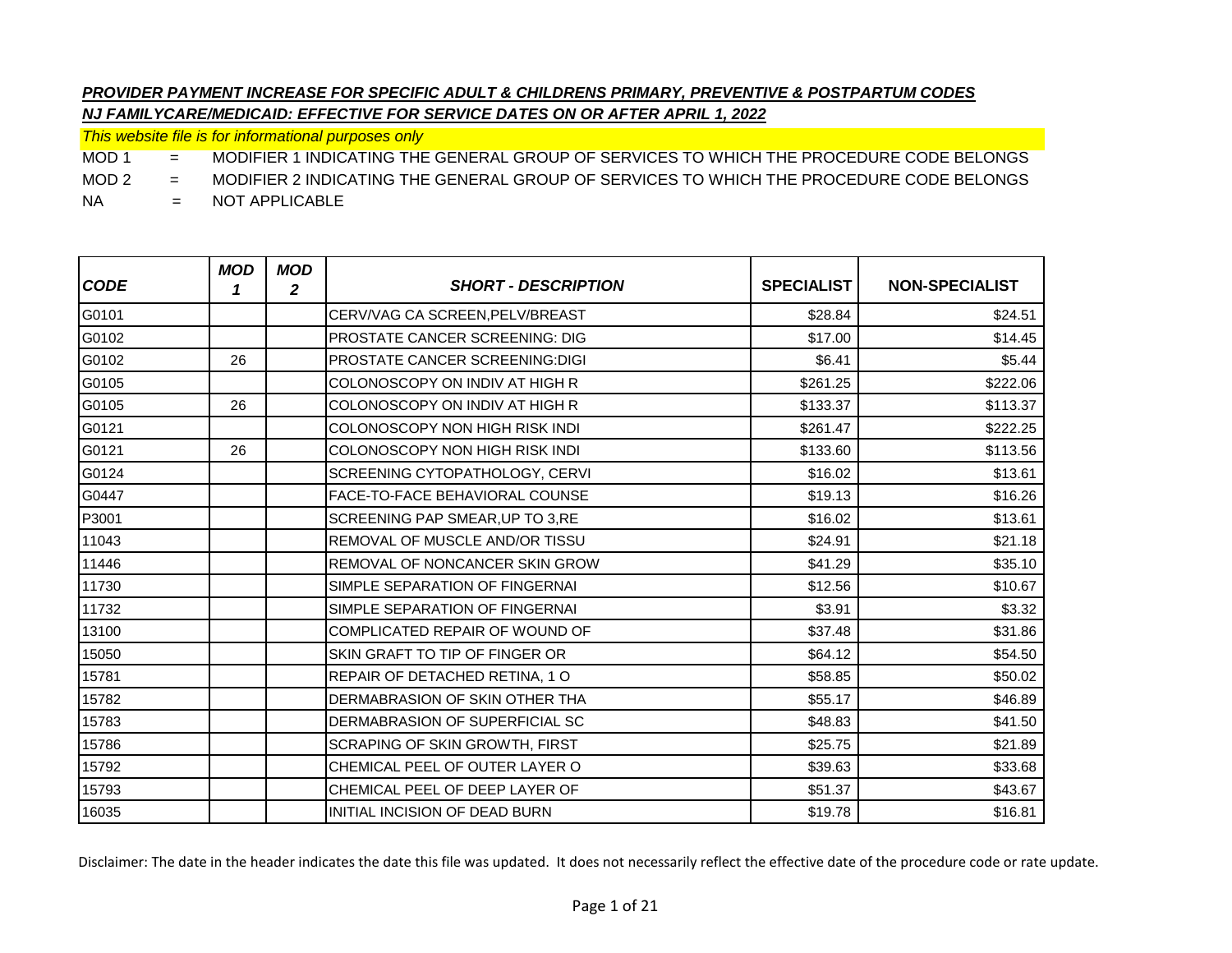***PROVIDER PAYMENT INCREASE FOR SPECIFIC ADULT & CHILDRENS PRIMARY, PREVENTIVE & POSTPARTUM CODES***

***NJ FAMILYCARE/MEDICAID: EFFECTIVE FOR SERVICE DATES ON OR AFTER APRIL 1, 2022***

*This website file is for informational purposes only*

MOD 1 = MODIFIER 1 INDICATING THE GENERAL GROUP OF SERVICES TO WHICH THE PROCEDURE CODE BELONGS

MOD 2 = MODIFIER 2 INDICATING THE GENERAL GROUP OF SERVICES TO WHICH THE PROCEDURE CODE BELONGS

NA = NOT APPLICABLE

| ***CODE*** | ***MOD 1*** | ***MOD 2*** | ***SHORT - DESCRIPTION*** | **SPECIALIST** | **NON-SPECIALIST** |
|---|---|---|---|---|---|
| G0101 | | | CERV/VAG CA SCREEN,PELV/BREAST | $28.84 | $24.51 |
| G0102 | | | PROSTATE CANCER SCREENING: DIG | $17.00 | $14.45 |
| G0102 | 26 | | PROSTATE CANCER SCREENING:DIGI | $6.41 | $5.44 |
| G0105 | | | COLONOSCOPY ON INDIV AT HIGH R | $261.25 | $222.06 |
| G0105 | 26 | | COLONOSCOPY ON INDIV AT HIGH R | $133.37 | $113.37 |
| G0121 | | | COLONOSCOPY NON HIGH RISK INDI | $261.47 | $222.25 |
| G0121 | 26 | | COLONOSCOPY NON HIGH RISK INDI | $133.60 | $113.56 |
| G0124 | | | SCREENING CYTOPATHOLOGY, CERVI | $16.02 | $13.61 |
| G0447 | | | FACE-TO-FACE BEHAVIORAL COUNSE | $19.13 | $16.26 |
| P3001 | | | SCREENING PAP SMEAR,UP TO 3,RE | $16.02 | $13.61 |
| 11043 | | | REMOVAL OF MUSCLE AND/OR TISSU | $24.91 | $21.18 |
| 11446 | | | REMOVAL OF NONCANCER SKIN GROW | $41.29 | $35.10 |
| 11730 | | | SIMPLE SEPARATION OF FINGERNAI | $12.56 | $10.67 |
| 11732 | | | SIMPLE SEPARATION OF FINGERNAI | $3.91 | $3.32 |
| 13100 | | | COMPLICATED REPAIR OF WOUND OF | $37.48 | $31.86 |
| 15050 | | | SKIN GRAFT TO TIP OF FINGER OR | $64.12 | $54.50 |
| 15781 | | | REPAIR OF DETACHED RETINA, 1 O | $58.85 | $50.02 |
| 15782 | | | DERMABRASION OF SKIN OTHER THA | $55.17 | $46.89 |
| 15783 | | | DERMABRASION OF SUPERFICIAL SC | $48.83 | $41.50 |
| 15786 | | | SCRAPING OF SKIN GROWTH, FIRST | $25.75 | $21.89 |
| 15792 | | | CHEMICAL PEEL OF OUTER LAYER O | $39.63 | $33.68 |
| 15793 | | | CHEMICAL PEEL OF DEEP LAYER OF | $51.37 | $43.67 |
| 16035 | | | INITIAL INCISION OF DEAD BURN | $19.78 | $16.81 |

Disclaimer: The date in the header indicates the date this file was updated. It does not necessarily reflect the effective date of the procedure code or rate update.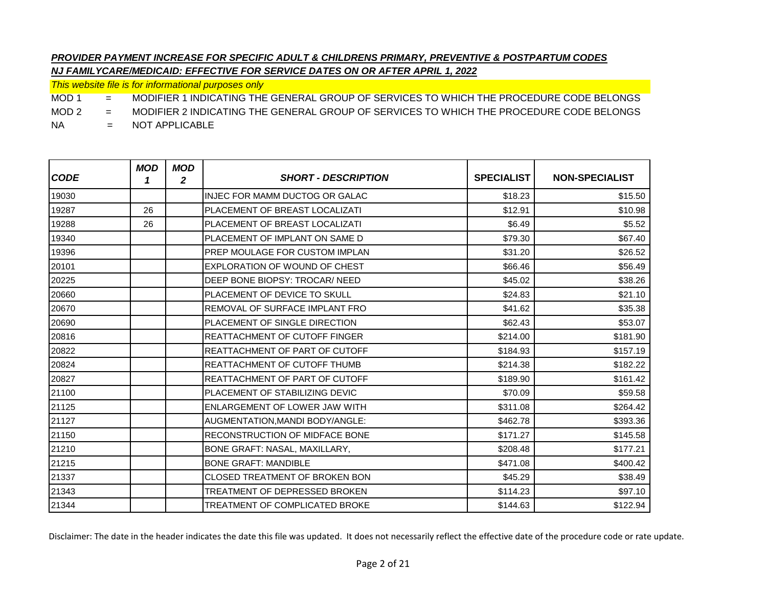***PROVIDER PAYMENT INCREASE FOR SPECIFIC ADULT & CHILDRENS PRIMARY, PREVENTIVE & POSTPARTUM CODES***

***NJ FAMILYCARE/MEDICAID: EFFECTIVE FOR SERVICE DATES ON OR AFTER APRIL 1, 2022***

*This website file is for informational purposes only*

MOD 1 = MODIFIER 1 INDICATING THE GENERAL GROUP OF SERVICES TO WHICH THE PROCEDURE CODE BELONGS

MOD 2 = MODIFIER 2 INDICATING THE GENERAL GROUP OF SERVICES TO WHICH THE PROCEDURE CODE BELONGS

NA = NOT APPLICABLE

| ***CODE*** | ***MOD 1*** | ***MOD 2*** | ***SHORT - DESCRIPTION*** | **SPECIALIST** | **NON-SPECIALIST** |
|---|---|---|---|---|---|
| 19030 | | | INJEC FOR MAMM DUCTOG OR GALAC | $18.23 | $15.50 |
| 19287 | 26 | | PLACEMENT OF BREAST LOCALIZATI | $12.91 | $10.98 |
| 19288 | 26 | | PLACEMENT OF BREAST LOCALIZATI | $6.49 | $5.52 |
| 19340 | | | PLACEMENT OF IMPLANT ON SAME D | $79.30 | $67.40 |
| 19396 | | | PREP MOULAGE FOR CUSTOM IMPLAN | $31.20 | $26.52 |
| 20101 | | | EXPLORATION OF WOUND OF CHEST | $66.46 | $56.49 |
| 20225 | | | DEEP BONE BIOPSY: TROCAR/ NEED | $45.02 | $38.26 |
| 20660 | | | PLACEMENT OF DEVICE TO SKULL | $24.83 | $21.10 |
| 20670 | | | REMOVAL OF SURFACE IMPLANT FRO | $41.62 | $35.38 |
| 20690 | | | PLACEMENT OF SINGLE DIRECTION | $62.43 | $53.07 |
| 20816 | | | REATTACHMENT OF CUTOFF FINGER | $214.00 | $181.90 |
| 20822 | | | REATTACHMENT OF PART OF CUTOFF | $184.93 | $157.19 |
| 20824 | | | REATTACHMENT OF CUTOFF THUMB | $214.38 | $182.22 |
| 20827 | | | REATTACHMENT OF PART OF CUTOFF | $189.90 | $161.42 |
| 21100 | | | PLACEMENT OF STABILIZING DEVIC | $70.09 | $59.58 |
| 21125 | | | ENLARGEMENT OF LOWER JAW WITH | $311.08 | $264.42 |
| 21127 | | | AUGMENTATION,MANDI BODY/ANGLE: | $462.78 | $393.36 |
| 21150 | | | RECONSTRUCTION OF MIDFACE BONE | $171.27 | $145.58 |
| 21210 | | | BONE GRAFT: NASAL, MAXILLARY, | $208.48 | $177.21 |
| 21215 | | | BONE GRAFT: MANDIBLE | $471.08 | $400.42 |
| 21337 | | | CLOSED TREATMENT OF BROKEN BON | $45.29 | $38.49 |
| 21343 | | | TREATMENT OF DEPRESSED BROKEN | $114.23 | $97.10 |
| 21344 | | | TREATMENT OF COMPLICATED BROKE | $144.63 | $122.94 |

Disclaimer: The date in the header indicates the date this file was updated. It does not necessarily reflect the effective date of the procedure code or rate update.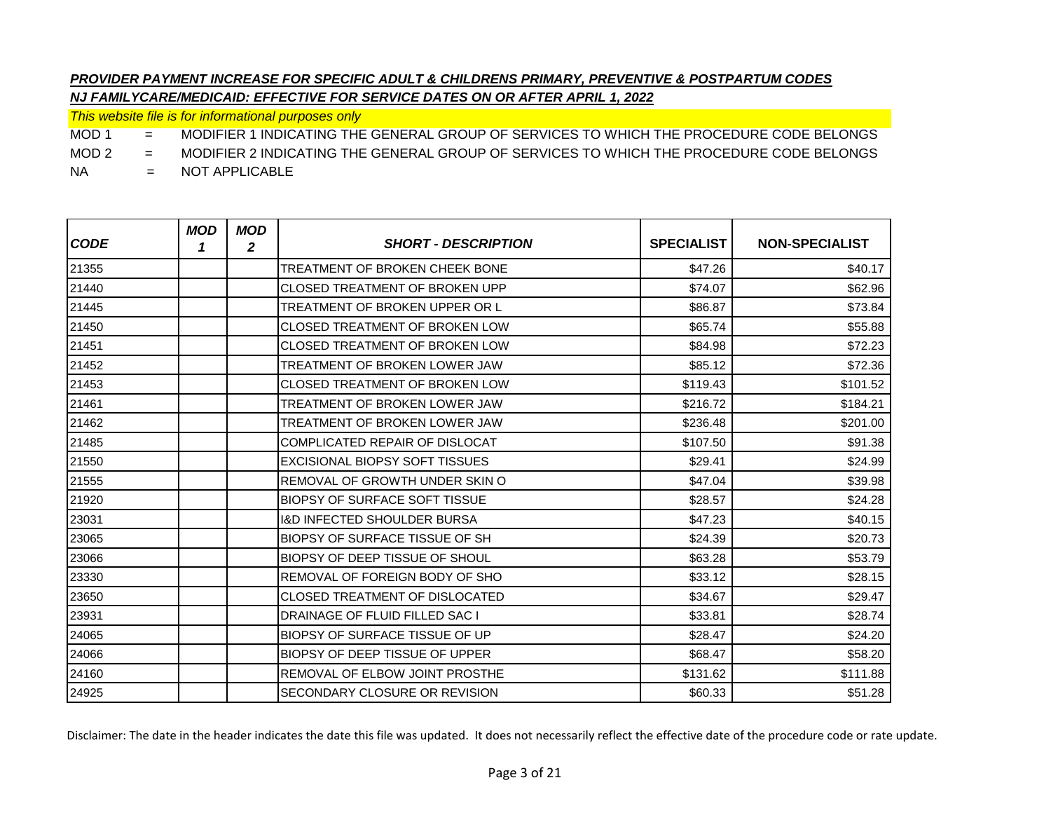***PROVIDER PAYMENT INCREASE FOR SPECIFIC ADULT & CHILDRENS PRIMARY, PREVENTIVE & POSTPARTUM CODES***

***NJ FAMILYCARE/MEDICAID: EFFECTIVE FOR SERVICE DATES ON OR AFTER APRIL 1, 2022***

*This website file is for informational purposes only*

MOD 1 = MODIFIER 1 INDICATING THE GENERAL GROUP OF SERVICES TO WHICH THE PROCEDURE CODE BELONGS

MOD 2 = MODIFIER 2 INDICATING THE GENERAL GROUP OF SERVICES TO WHICH THE PROCEDURE CODE BELONGS

NA = NOT APPLICABLE

| CODE | MOD 1 | MOD 2 | SHORT - DESCRIPTION | SPECIALIST | NON-SPECIALIST |
|---|---|---|---|---|---|
| 21355 | | | TREATMENT OF BROKEN CHEEK BONE | $47.26 | $40.17 |
| 21440 | | | CLOSED TREATMENT OF BROKEN UPP | $74.07 | $62.96 |
| 21445 | | | TREATMENT OF BROKEN UPPER OR L | $86.87 | $73.84 |
| 21450 | | | CLOSED TREATMENT OF BROKEN LOW | $65.74 | $55.88 |
| 21451 | | | CLOSED TREATMENT OF BROKEN LOW | $84.98 | $72.23 |
| 21452 | | | TREATMENT OF BROKEN LOWER JAW | $85.12 | $72.36 |
| 21453 | | | CLOSED TREATMENT OF BROKEN LOW | $119.43 | $101.52 |
| 21461 | | | TREATMENT OF BROKEN LOWER JAW | $216.72 | $184.21 |
| 21462 | | | TREATMENT OF BROKEN LOWER JAW | $236.48 | $201.00 |
| 21485 | | | COMPLICATED REPAIR OF DISLOCAT | $107.50 | $91.38 |
| 21550 | | | EXCISIONAL BIOPSY SOFT TISSUES | $29.41 | $24.99 |
| 21555 | | | REMOVAL OF GROWTH UNDER SKIN O | $47.04 | $39.98 |
| 21920 | | | BIOPSY OF SURFACE SOFT TISSUE | $28.57 | $24.28 |
| 23031 | | | I&D INFECTED SHOULDER BURSA | $47.23 | $40.15 |
| 23065 | | | BIOPSY OF SURFACE TISSUE OF SH | $24.39 | $20.73 |
| 23066 | | | BIOPSY OF DEEP TISSUE OF SHOUL | $63.28 | $53.79 |
| 23330 | | | REMOVAL OF FOREIGN BODY OF SHO | $33.12 | $28.15 |
| 23650 | | | CLOSED TREATMENT OF DISLOCATED | $34.67 | $29.47 |
| 23931 | | | DRAINAGE OF FLUID FILLED SAC I | $33.81 | $28.74 |
| 24065 | | | BIOPSY OF SURFACE TISSUE OF UP | $28.47 | $24.20 |
| 24066 | | | BIOPSY OF DEEP TISSUE OF UPPER | $68.47 | $58.20 |
| 24160 | | | REMOVAL OF ELBOW JOINT PROSTHE | $131.62 | $111.88 |
| 24925 | | | SECONDARY CLOSURE OR REVISION | $60.33 | $51.28 |

Disclaimer: The date in the header indicates the date this file was updated. It does not necessarily reflect the effective date of the procedure code or rate update.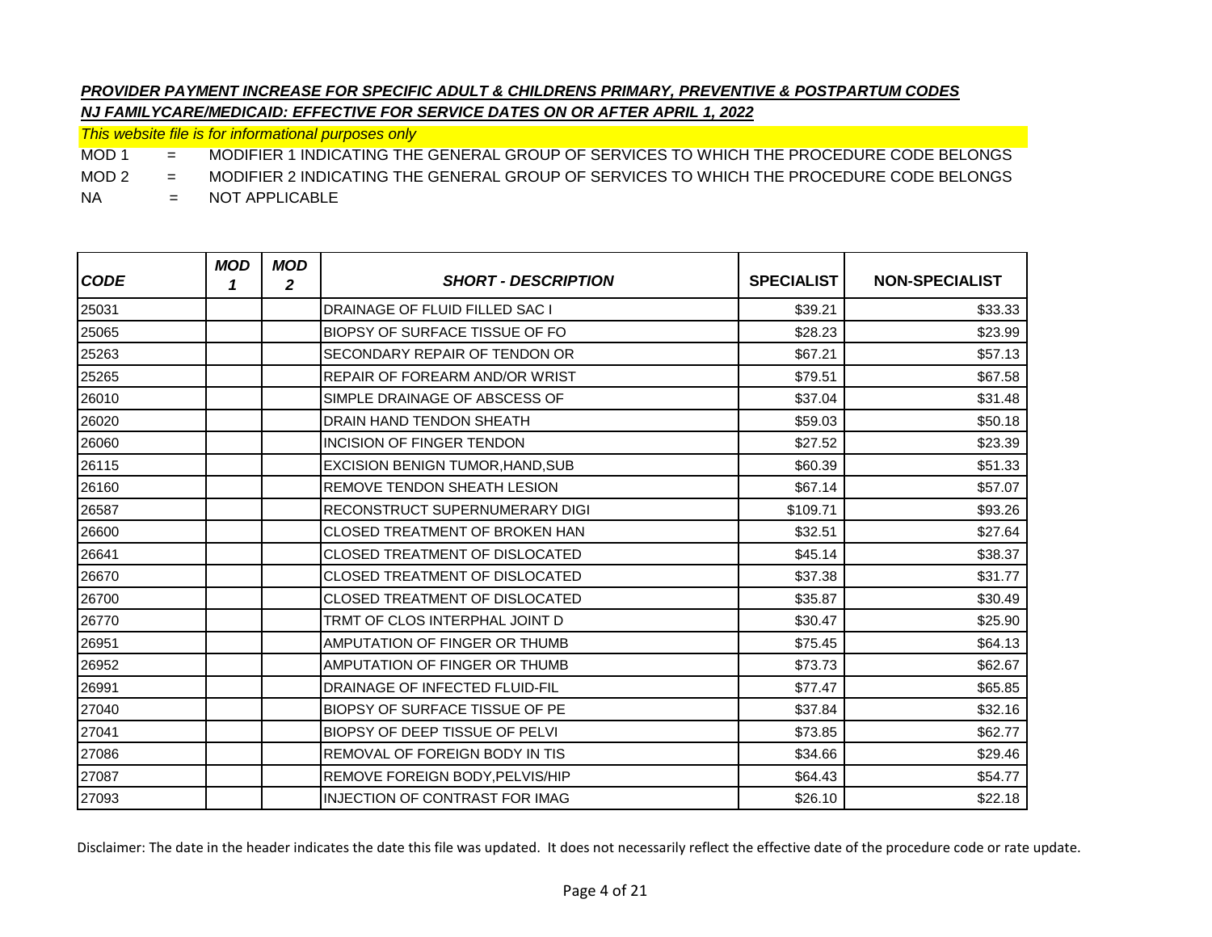***PROVIDER PAYMENT INCREASE FOR SPECIFIC ADULT & CHILDRENS PRIMARY, PREVENTIVE & POSTPARTUM CODES***

***NJ FAMILYCARE/MEDICAID: EFFECTIVE FOR SERVICE DATES ON OR AFTER APRIL 1, 2022***

*This website file is for informational purposes only*

MOD 1 = MODIFIER 1 INDICATING THE GENERAL GROUP OF SERVICES TO WHICH THE PROCEDURE CODE BELONGS

MOD 2 = MODIFIER 2 INDICATING THE GENERAL GROUP OF SERVICES TO WHICH THE PROCEDURE CODE BELONGS

NA = NOT APPLICABLE

| CODE | MOD 1 | MOD 2 | SHORT - DESCRIPTION | SPECIALIST | NON-SPECIALIST |
|---|---|---|---|---|---|
| 25031 | | | DRAINAGE OF FLUID FILLED SAC I | $39.21 | $33.33 |
| 25065 | | | BIOPSY OF SURFACE TISSUE OF FO | $28.23 | $23.99 |
| 25263 | | | SECONDARY REPAIR OF TENDON OR | $67.21 | $57.13 |
| 25265 | | | REPAIR OF FOREARM AND/OR WRIST | $79.51 | $67.58 |
| 26010 | | | SIMPLE DRAINAGE OF ABSCESS OF | $37.04 | $31.48 |
| 26020 | | | DRAIN HAND TENDON SHEATH | $59.03 | $50.18 |
| 26060 | | | INCISION OF FINGER TENDON | $27.52 | $23.39 |
| 26115 | | | EXCISION BENIGN TUMOR,HAND,SUB | $60.39 | $51.33 |
| 26160 | | | REMOVE TENDON SHEATH LESION | $67.14 | $57.07 |
| 26587 | | | RECONSTRUCT SUPERNUMERARY DIGI | $109.71 | $93.26 |
| 26600 | | | CLOSED TREATMENT OF BROKEN HAN | $32.51 | $27.64 |
| 26641 | | | CLOSED TREATMENT OF DISLOCATED | $45.14 | $38.37 |
| 26670 | | | CLOSED TREATMENT OF DISLOCATED | $37.38 | $31.77 |
| 26700 | | | CLOSED TREATMENT OF DISLOCATED | $35.87 | $30.49 |
| 26770 | | | TRMT OF CLOS INTERPHAL JOINT D | $30.47 | $25.90 |
| 26951 | | | AMPUTATION OF FINGER OR THUMB | $75.45 | $64.13 |
| 26952 | | | AMPUTATION OF FINGER OR THUMB | $73.73 | $62.67 |
| 26991 | | | DRAINAGE OF INFECTED FLUID-FIL | $77.47 | $65.85 |
| 27040 | | | BIOPSY OF SURFACE TISSUE OF PE | $37.84 | $32.16 |
| 27041 | | | BIOPSY OF DEEP TISSUE OF PELVI | $73.85 | $62.77 |
| 27086 | | | REMOVAL OF FOREIGN BODY IN TIS | $34.66 | $29.46 |
| 27087 | | | REMOVE FOREIGN BODY,PELVIS/HIP | $64.43 | $54.77 |
| 27093 | | | INJECTION OF CONTRAST FOR IMAG | $26.10 | $22.18 |

Disclaimer: The date in the header indicates the date this file was updated. It does not necessarily reflect the effective date of the procedure code or rate update.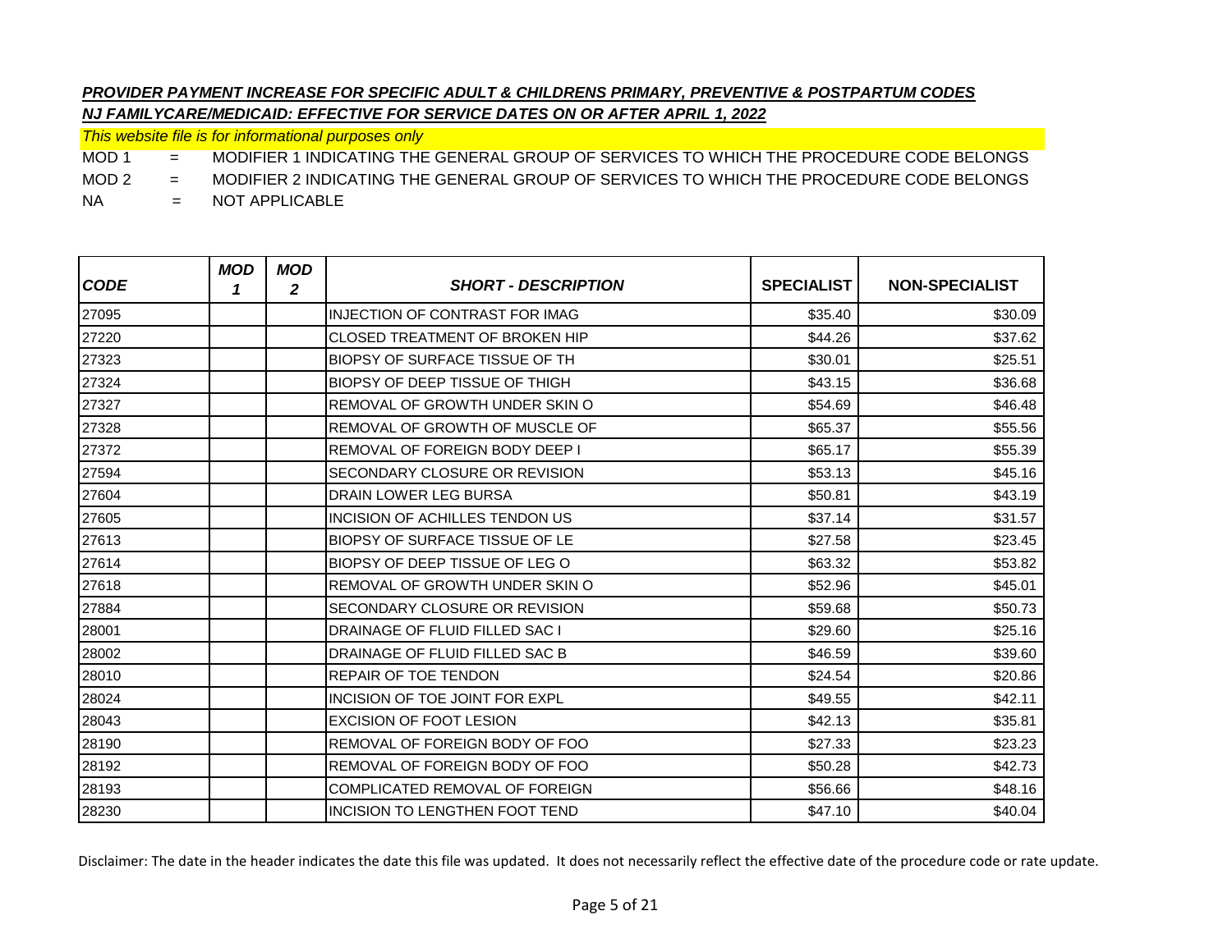***PROVIDER PAYMENT INCREASE FOR SPECIFIC ADULT & CHILDRENS PRIMARY, PREVENTIVE & POSTPARTUM CODES***

***NJ FAMILYCARE/MEDICAID: EFFECTIVE FOR SERVICE DATES ON OR AFTER APRIL 1, 2022***

*This website file is for informational purposes only*

MOD 1 = MODIFIER 1 INDICATING THE GENERAL GROUP OF SERVICES TO WHICH THE PROCEDURE CODE BELONGS

MOD 2 = MODIFIER 2 INDICATING THE GENERAL GROUP OF SERVICES TO WHICH THE PROCEDURE CODE BELONGS

NA = NOT APPLICABLE

| ***CODE*** | ***MOD 1*** | ***MOD 2*** | ***SHORT - DESCRIPTION*** | **SPECIALIST** | **NON-SPECIALIST** |
|---|---|---|---|---|---|
| 27095 | | | INJECTION OF CONTRAST FOR IMAG | $35.40 | $30.09 |
| 27220 | | | CLOSED TREATMENT OF BROKEN HIP | $44.26 | $37.62 |
| 27323 | | | BIOPSY OF SURFACE TISSUE OF TH | $30.01 | $25.51 |
| 27324 | | | BIOPSY OF DEEP TISSUE OF THIGH | $43.15 | $36.68 |
| 27327 | | | REMOVAL OF GROWTH UNDER SKIN O | $54.69 | $46.48 |
| 27328 | | | REMOVAL OF GROWTH OF MUSCLE OF | $65.37 | $55.56 |
| 27372 | | | REMOVAL OF FOREIGN BODY DEEP I | $65.17 | $55.39 |
| 27594 | | | SECONDARY CLOSURE OR REVISION | $53.13 | $45.16 |
| 27604 | | | DRAIN LOWER LEG BURSA | $50.81 | $43.19 |
| 27605 | | | INCISION OF ACHILLES TENDON US | $37.14 | $31.57 |
| 27613 | | | BIOPSY OF SURFACE TISSUE OF LE | $27.58 | $23.45 |
| 27614 | | | BIOPSY OF DEEP TISSUE OF LEG O | $63.32 | $53.82 |
| 27618 | | | REMOVAL OF GROWTH UNDER SKIN O | $52.96 | $45.01 |
| 27884 | | | SECONDARY CLOSURE OR REVISION | $59.68 | $50.73 |
| 28001 | | | DRAINAGE OF FLUID FILLED SAC I | $29.60 | $25.16 |
| 28002 | | | DRAINAGE OF FLUID FILLED SAC B | $46.59 | $39.60 |
| 28010 | | | REPAIR OF TOE TENDON | $24.54 | $20.86 |
| 28024 | | | INCISION OF TOE JOINT FOR EXPL | $49.55 | $42.11 |
| 28043 | | | EXCISION OF FOOT LESION | $42.13 | $35.81 |
| 28190 | | | REMOVAL OF FOREIGN BODY OF FOO | $27.33 | $23.23 |
| 28192 | | | REMOVAL OF FOREIGN BODY OF FOO | $50.28 | $42.73 |
| 28193 | | | COMPLICATED REMOVAL OF FOREIGN | $56.66 | $48.16 |
| 28230 | | | INCISION TO LENGTHEN FOOT TEND | $47.10 | $40.04 |

Disclaimer: The date in the header indicates the date this file was updated. It does not necessarily reflect the effective date of the procedure code or rate update.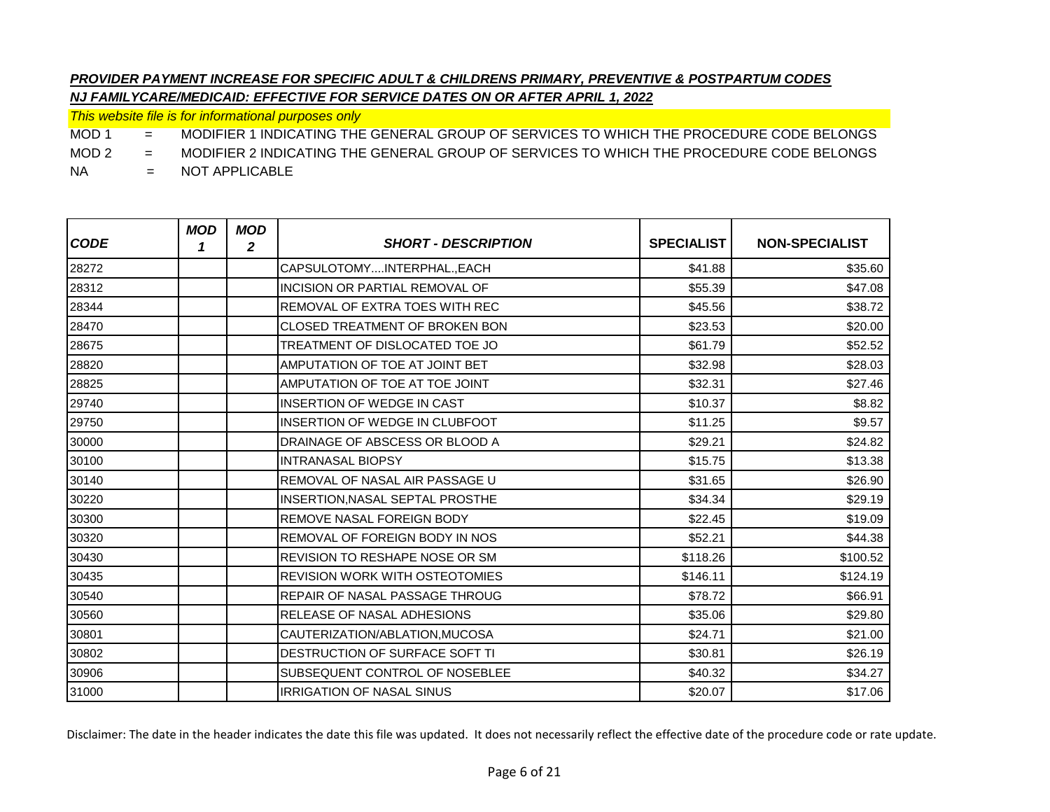***PROVIDER PAYMENT INCREASE FOR SPECIFIC ADULT & CHILDRENS PRIMARY, PREVENTIVE & POSTPARTUM CODES***

***NJ FAMILYCARE/MEDICAID: EFFECTIVE FOR SERVICE DATES ON OR AFTER APRIL 1, 2022***

*This website file is for informational purposes only*

MOD 1 = MODIFIER 1 INDICATING THE GENERAL GROUP OF SERVICES TO WHICH THE PROCEDURE CODE BELONGS

MOD 2 = MODIFIER 2 INDICATING THE GENERAL GROUP OF SERVICES TO WHICH THE PROCEDURE CODE BELONGS

NA = NOT APPLICABLE

| ***CODE*** | ***MOD 1*** | ***MOD 2*** | ***SHORT - DESCRIPTION*** | **SPECIALIST** | **NON-SPECIALIST** |
|---|---|---|---|---|---|
| 28272 | | | CAPSULOTOMY....INTERPHAL.,EACH | $41.88 | $35.60 |
| 28312 | | | INCISION OR PARTIAL REMOVAL OF | $55.39 | $47.08 |
| 28344 | | | REMOVAL OF EXTRA TOES WITH REC | $45.56 | $38.72 |
| 28470 | | | CLOSED TREATMENT OF BROKEN BON | $23.53 | $20.00 |
| 28675 | | | TREATMENT OF DISLOCATED TOE JO | $61.79 | $52.52 |
| 28820 | | | AMPUTATION OF TOE AT JOINT BET | $32.98 | $28.03 |
| 28825 | | | AMPUTATION OF TOE AT TOE JOINT | $32.31 | $27.46 |
| 29740 | | | INSERTION OF WEDGE IN CAST | $10.37 | $8.82 |
| 29750 | | | INSERTION OF WEDGE IN CLUBFOOT | $11.25 | $9.57 |
| 30000 | | | DRAINAGE OF ABSCESS OR BLOOD A | $29.21 | $24.82 |
| 30100 | | | INTRANASAL BIOPSY | $15.75 | $13.38 |
| 30140 | | | REMOVAL OF NASAL AIR PASSAGE U | $31.65 | $26.90 |
| 30220 | | | INSERTION,NASAL SEPTAL PROSTHE | $34.34 | $29.19 |
| 30300 | | | REMOVE NASAL FOREIGN BODY | $22.45 | $19.09 |
| 30320 | | | REMOVAL OF FOREIGN BODY IN NOS | $52.21 | $44.38 |
| 30430 | | | REVISION TO RESHAPE NOSE OR SM | $118.26 | $100.52 |
| 30435 | | | REVISION WORK WITH OSTEOTOMIES | $146.11 | $124.19 |
| 30540 | | | REPAIR OF NASAL PASSAGE THROUG | $78.72 | $66.91 |
| 30560 | | | RELEASE OF NASAL ADHESIONS | $35.06 | $29.80 |
| 30801 | | | CAUTERIZATION/ABLATION,MUCOSA | $24.71 | $21.00 |
| 30802 | | | DESTRUCTION OF SURFACE SOFT TI | $30.81 | $26.19 |
| 30906 | | | SUBSEQUENT CONTROL OF NOSEBLEE | $40.32 | $34.27 |
| 31000 | | | IRRIGATION OF NASAL SINUS | $20.07 | $17.06 |

Disclaimer: The date in the header indicates the date this file was updated. It does not necessarily reflect the effective date of the procedure code or rate update.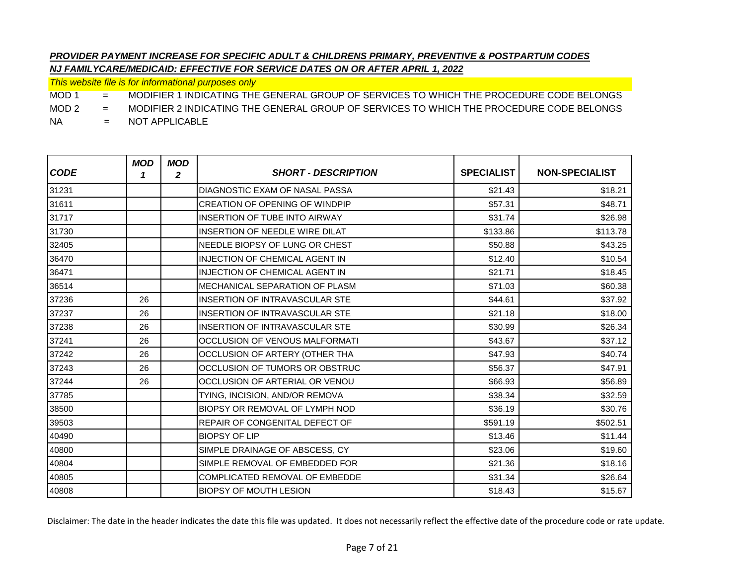***PROVIDER PAYMENT INCREASE FOR SPECIFIC ADULT & CHILDRENS PRIMARY, PREVENTIVE & POSTPARTUM CODES***

***NJ FAMILYCARE/MEDICAID: EFFECTIVE FOR SERVICE DATES ON OR AFTER APRIL 1, 2022***

*This website file is for informational purposes only*

MOD 1 = MODIFIER 1 INDICATING THE GENERAL GROUP OF SERVICES TO WHICH THE PROCEDURE CODE BELONGS

MOD 2 = MODIFIER 2 INDICATING THE GENERAL GROUP OF SERVICES TO WHICH THE PROCEDURE CODE BELONGS

NA = NOT APPLICABLE

| *CODE* | *MOD 1* | *MOD 2* | *SHORT - DESCRIPTION* | SPECIALIST | NON-SPECIALIST |
|---|---|---|---|---|---|
| 31231 | | | DIAGNOSTIC EXAM OF NASAL PASSA | $21.43 | $18.21 |
| 31611 | | | CREATION OF OPENING OF WINDPIP | $57.31 | $48.71 |
| 31717 | | | INSERTION OF TUBE INTO AIRWAY | $31.74 | $26.98 |
| 31730 | | | INSERTION OF NEEDLE WIRE DILAT | $133.86 | $113.78 |
| 32405 | | | NEEDLE BIOPSY OF LUNG OR CHEST | $50.88 | $43.25 |
| 36470 | | | INJECTION OF CHEMICAL AGENT IN | $12.40 | $10.54 |
| 36471 | | | INJECTION OF CHEMICAL AGENT IN | $21.71 | $18.45 |
| 36514 | | | MECHANICAL SEPARATION OF PLASM | $71.03 | $60.38 |
| 37236 | 26 | | INSERTION OF INTRAVASCULAR STE | $44.61 | $37.92 |
| 37237 | 26 | | INSERTION OF INTRAVASCULAR STE | $21.18 | $18.00 |
| 37238 | 26 | | INSERTION OF INTRAVASCULAR STE | $30.99 | $26.34 |
| 37241 | 26 | | OCCLUSION OF VENOUS MALFORMATI | $43.67 | $37.12 |
| 37242 | 26 | | OCCLUSION OF ARTERY (OTHER THA | $47.93 | $40.74 |
| 37243 | 26 | | OCCLUSION OF TUMORS OR OBSTRUC | $56.37 | $47.91 |
| 37244 | 26 | | OCCLUSION OF ARTERIAL OR VENOU | $66.93 | $56.89 |
| 37785 | | | TYING, INCISION, AND/OR REMOVA | $38.34 | $32.59 |
| 38500 | | | BIOPSY OR REMOVAL OF LYMPH NOD | $36.19 | $30.76 |
| 39503 | | | REPAIR OF CONGENITAL DEFECT OF | $591.19 | $502.51 |
| 40490 | | | BIOPSY OF LIP | $13.46 | $11.44 |
| 40800 | | | SIMPLE DRAINAGE OF ABSCESS, CY | $23.06 | $19.60 |
| 40804 | | | SIMPLE REMOVAL OF EMBEDDED FOR | $21.36 | $18.16 |
| 40805 | | | COMPLICATED REMOVAL OF EMBEDDE | $31.34 | $26.64 |
| 40808 | | | BIOPSY OF MOUTH LESION | $18.43 | $15.67 |

Disclaimer: The date in the header indicates the date this file was updated. It does not necessarily reflect the effective date of the procedure code or rate update.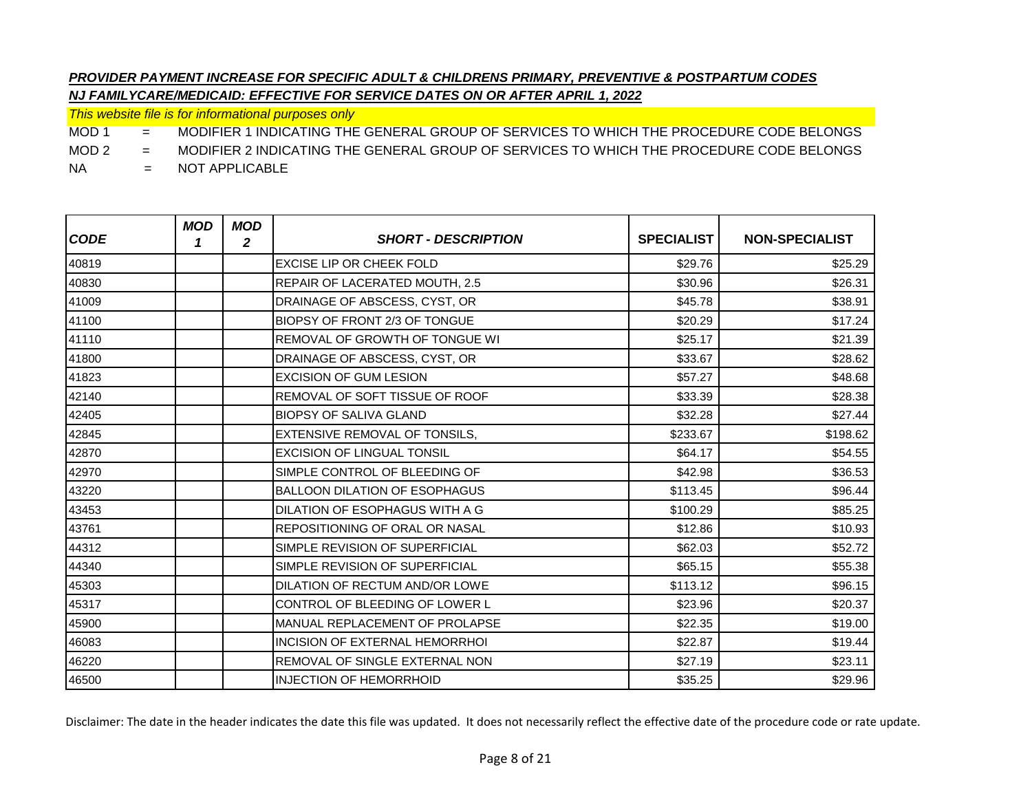***PROVIDER PAYMENT INCREASE FOR SPECIFIC ADULT & CHILDRENS PRIMARY, PREVENTIVE & POSTPARTUM CODES***

***NJ FAMILYCARE/MEDICAID: EFFECTIVE FOR SERVICE DATES ON OR AFTER APRIL 1, 2022***

*This website file is for informational purposes only*

MOD 1 = MODIFIER 1 INDICATING THE GENERAL GROUP OF SERVICES TO WHICH THE PROCEDURE CODE BELONGS

MOD 2 = MODIFIER 2 INDICATING THE GENERAL GROUP OF SERVICES TO WHICH THE PROCEDURE CODE BELONGS

NA = NOT APPLICABLE

| CODE | MOD 1 | MOD 2 | SHORT - DESCRIPTION | SPECIALIST | NON-SPECIALIST |
|---|---|---|---|---|---|
| 40819 | | | EXCISE LIP OR CHEEK FOLD | $29.76 | $25.29 |
| 40830 | | | REPAIR OF LACERATED MOUTH, 2.5 | $30.96 | $26.31 |
| 41009 | | | DRAINAGE OF ABSCESS, CYST, OR | $45.78 | $38.91 |
| 41100 | | | BIOPSY OF FRONT 2/3 OF TONGUE | $20.29 | $17.24 |
| 41110 | | | REMOVAL OF GROWTH OF TONGUE WI | $25.17 | $21.39 |
| 41800 | | | DRAINAGE OF ABSCESS, CYST, OR | $33.67 | $28.62 |
| 41823 | | | EXCISION OF GUM LESION | $57.27 | $48.68 |
| 42140 | | | REMOVAL OF SOFT TISSUE OF ROOF | $33.39 | $28.38 |
| 42405 | | | BIOPSY OF SALIVA GLAND | $32.28 | $27.44 |
| 42845 | | | EXTENSIVE REMOVAL OF TONSILS, | $233.67 | $198.62 |
| 42870 | | | EXCISION OF LINGUAL TONSIL | $64.17 | $54.55 |
| 42970 | | | SIMPLE CONTROL OF BLEEDING OF | $42.98 | $36.53 |
| 43220 | | | BALLOON DILATION OF ESOPHAGUS | $113.45 | $96.44 |
| 43453 | | | DILATION OF ESOPHAGUS WITH A G | $100.29 | $85.25 |
| 43761 | | | REPOSITIONING OF ORAL OR NASAL | $12.86 | $10.93 |
| 44312 | | | SIMPLE REVISION OF SUPERFICIAL | $62.03 | $52.72 |
| 44340 | | | SIMPLE REVISION OF SUPERFICIAL | $65.15 | $55.38 |
| 45303 | | | DILATION OF RECTUM AND/OR LOWE | $113.12 | $96.15 |
| 45317 | | | CONTROL OF BLEEDING OF LOWER L | $23.96 | $20.37 |
| 45900 | | | MANUAL REPLACEMENT OF PROLAPSE | $22.35 | $19.00 |
| 46083 | | | INCISION OF EXTERNAL HEMORRHOI | $22.87 | $19.44 |
| 46220 | | | REMOVAL OF SINGLE EXTERNAL NON | $27.19 | $23.11 |
| 46500 | | | INJECTION OF HEMORRHOID | $35.25 | $29.96 |

Disclaimer: The date in the header indicates the date this file was updated. It does not necessarily reflect the effective date of the procedure code or rate update.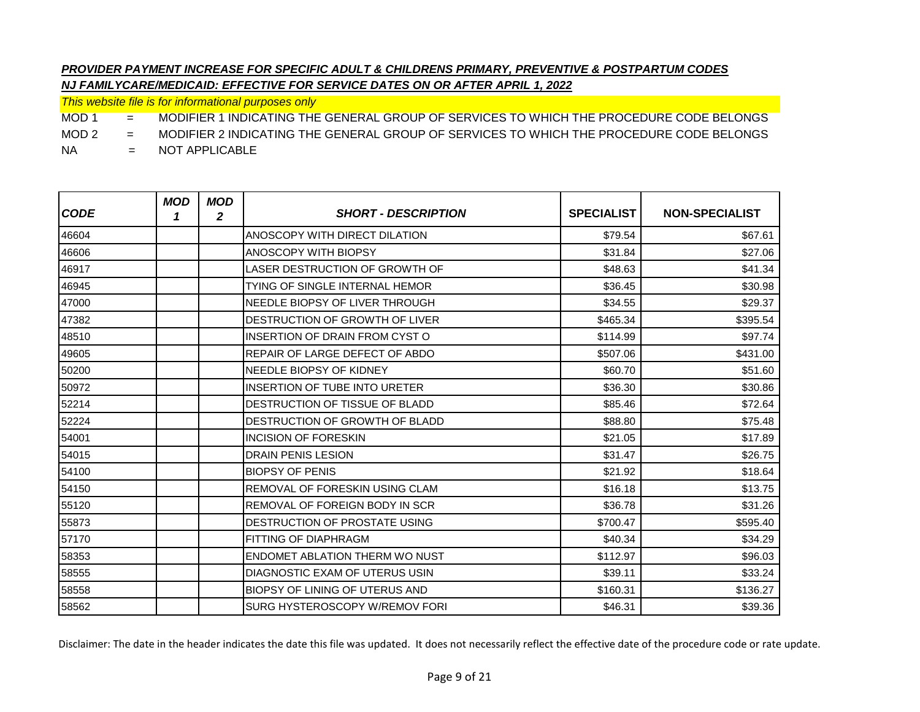***PROVIDER PAYMENT INCREASE FOR SPECIFIC ADULT & CHILDRENS PRIMARY, PREVENTIVE & POSTPARTUM CODES***

***NJ FAMILYCARE/MEDICAID: EFFECTIVE FOR SERVICE DATES ON OR AFTER APRIL 1, 2022***

*This website file is for informational purposes only*

MOD 1 = MODIFIER 1 INDICATING THE GENERAL GROUP OF SERVICES TO WHICH THE PROCEDURE CODE BELONGS

MOD 2 = MODIFIER 2 INDICATING THE GENERAL GROUP OF SERVICES TO WHICH THE PROCEDURE CODE BELONGS

NA = NOT APPLICABLE

| *CODE* | *MOD 1* | *MOD 2* | *SHORT - DESCRIPTION* | SPECIALIST | NON-SPECIALIST |
|---|---|---|---|---|---|
| 46604 | | | ANOSCOPY WITH DIRECT DILATION | $79.54 | $67.61 |
| 46606 | | | ANOSCOPY WITH BIOPSY | $31.84 | $27.06 |
| 46917 | | | LASER DESTRUCTION OF GROWTH OF | $48.63 | $41.34 |
| 46945 | | | TYING OF SINGLE INTERNAL HEMOR | $36.45 | $30.98 |
| 47000 | | | NEEDLE BIOPSY OF LIVER THROUGH | $34.55 | $29.37 |
| 47382 | | | DESTRUCTION OF GROWTH OF LIVER | $465.34 | $395.54 |
| 48510 | | | INSERTION OF DRAIN FROM CYST O | $114.99 | $97.74 |
| 49605 | | | REPAIR OF LARGE DEFECT OF ABDO | $507.06 | $431.00 |
| 50200 | | | NEEDLE BIOPSY OF KIDNEY | $60.70 | $51.60 |
| 50972 | | | INSERTION OF TUBE INTO URETER | $36.30 | $30.86 |
| 52214 | | | DESTRUCTION OF TISSUE OF BLADD | $85.46 | $72.64 |
| 52224 | | | DESTRUCTION OF GROWTH OF BLADD | $88.80 | $75.48 |
| 54001 | | | INCISION OF FORESKIN | $21.05 | $17.89 |
| 54015 | | | DRAIN PENIS LESION | $31.47 | $26.75 |
| 54100 | | | BIOPSY OF PENIS | $21.92 | $18.64 |
| 54150 | | | REMOVAL OF FORESKIN USING CLAM | $16.18 | $13.75 |
| 55120 | | | REMOVAL OF FOREIGN BODY IN SCR | $36.78 | $31.26 |
| 55873 | | | DESTRUCTION OF PROSTATE USING | $700.47 | $595.40 |
| 57170 | | | FITTING OF DIAPHRAGM | $40.34 | $34.29 |
| 58353 | | | ENDOMET ABLATION THERM WO NUST | $112.97 | $96.03 |
| 58555 | | | DIAGNOSTIC EXAM OF UTERUS USIN | $39.11 | $33.24 |
| 58558 | | | BIOPSY OF LINING OF UTERUS AND | $160.31 | $136.27 |
| 58562 | | | SURG HYSTEROSCOPY W/REMOV FORI | $46.31 | $39.36 |

Disclaimer: The date in the header indicates the date this file was updated. It does not necessarily reflect the effective date of the procedure code or rate update.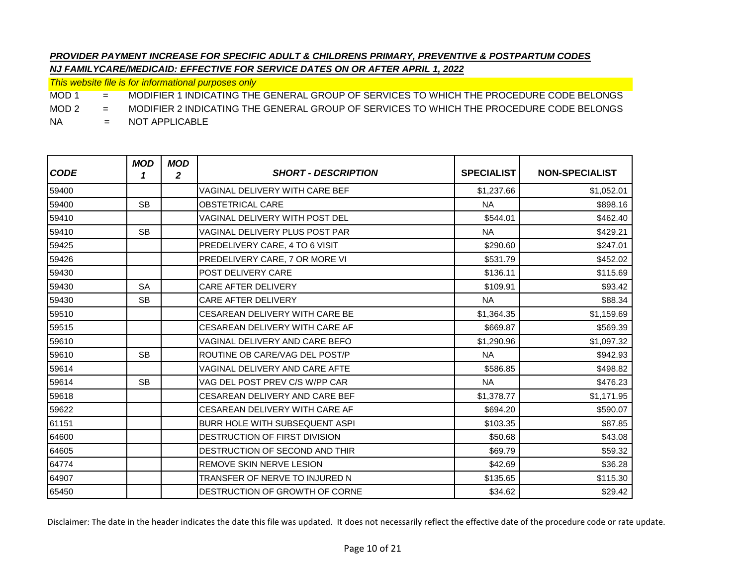***PROVIDER PAYMENT INCREASE FOR SPECIFIC ADULT & CHILDRENS PRIMARY, PREVENTIVE & POSTPARTUM CODES***

***NJ FAMILYCARE/MEDICAID: EFFECTIVE FOR SERVICE DATES ON OR AFTER APRIL 1, 2022***

*This website file is for informational purposes only*

MOD 1 = MODIFIER 1 INDICATING THE GENERAL GROUP OF SERVICES TO WHICH THE PROCEDURE CODE BELONGS

MOD 2 = MODIFIER 2 INDICATING THE GENERAL GROUP OF SERVICES TO WHICH THE PROCEDURE CODE BELONGS

NA = NOT APPLICABLE

| *CODE* | *MOD 1* | *MOD 2* | *SHORT - DESCRIPTION* | SPECIALIST | NON-SPECIALIST |
|---|---|---|---|---|---|
| 59400 | | | VAGINAL DELIVERY WITH CARE BEF | $1,237.66 | $1,052.01 |
| 59400 | SB | | OBSTETRICAL CARE | NA | $898.16 |
| 59410 | | | VAGINAL DELIVERY WITH POST DEL | $544.01 | $462.40 |
| 59410 | SB | | VAGINAL DELIVERY PLUS POST PAR | NA | $429.21 |
| 59425 | | | PREDELIVERY CARE, 4 TO 6 VISIT | $290.60 | $247.01 |
| 59426 | | | PREDELIVERY CARE, 7 OR MORE VI | $531.79 | $452.02 |
| 59430 | | | POST DELIVERY CARE | $136.11 | $115.69 |
| 59430 | SA | | CARE AFTER DELIVERY | $109.91 | $93.42 |
| 59430 | SB | | CARE AFTER DELIVERY | NA | $88.34 |
| 59510 | | | CESAREAN DELIVERY WITH CARE BE | $1,364.35 | $1,159.69 |
| 59515 | | | CESAREAN DELIVERY WITH CARE AF | $669.87 | $569.39 |
| 59610 | | | VAGINAL DELIVERY AND CARE BEFO | $1,290.96 | $1,097.32 |
| 59610 | SB | | ROUTINE OB CARE/VAG DEL POST/P | NA | $942.93 |
| 59614 | | | VAGINAL DELIVERY AND CARE AFTE | $586.85 | $498.82 |
| 59614 | SB | | VAG DEL POST PREV C/S W/PP CAR | NA | $476.23 |
| 59618 | | | CESAREAN DELIVERY AND CARE BEF | $1,378.77 | $1,171.95 |
| 59622 | | | CESAREAN DELIVERY WITH CARE AF | $694.20 | $590.07 |
| 61151 | | | BURR HOLE WITH SUBSEQUENT ASPI | $103.35 | $87.85 |
| 64600 | | | DESTRUCTION OF FIRST DIVISION | $50.68 | $43.08 |
| 64605 | | | DESTRUCTION OF SECOND AND THIR | $69.79 | $59.32 |
| 64774 | | | REMOVE SKIN NERVE LESION | $42.69 | $36.28 |
| 64907 | | | TRANSFER OF NERVE TO INJURED N | $135.65 | $115.30 |
| 65450 | | | DESTRUCTION OF GROWTH OF CORNE | $34.62 | $29.42 |

Disclaimer: The date in the header indicates the date this file was updated. It does not necessarily reflect the effective date of the procedure code or rate update.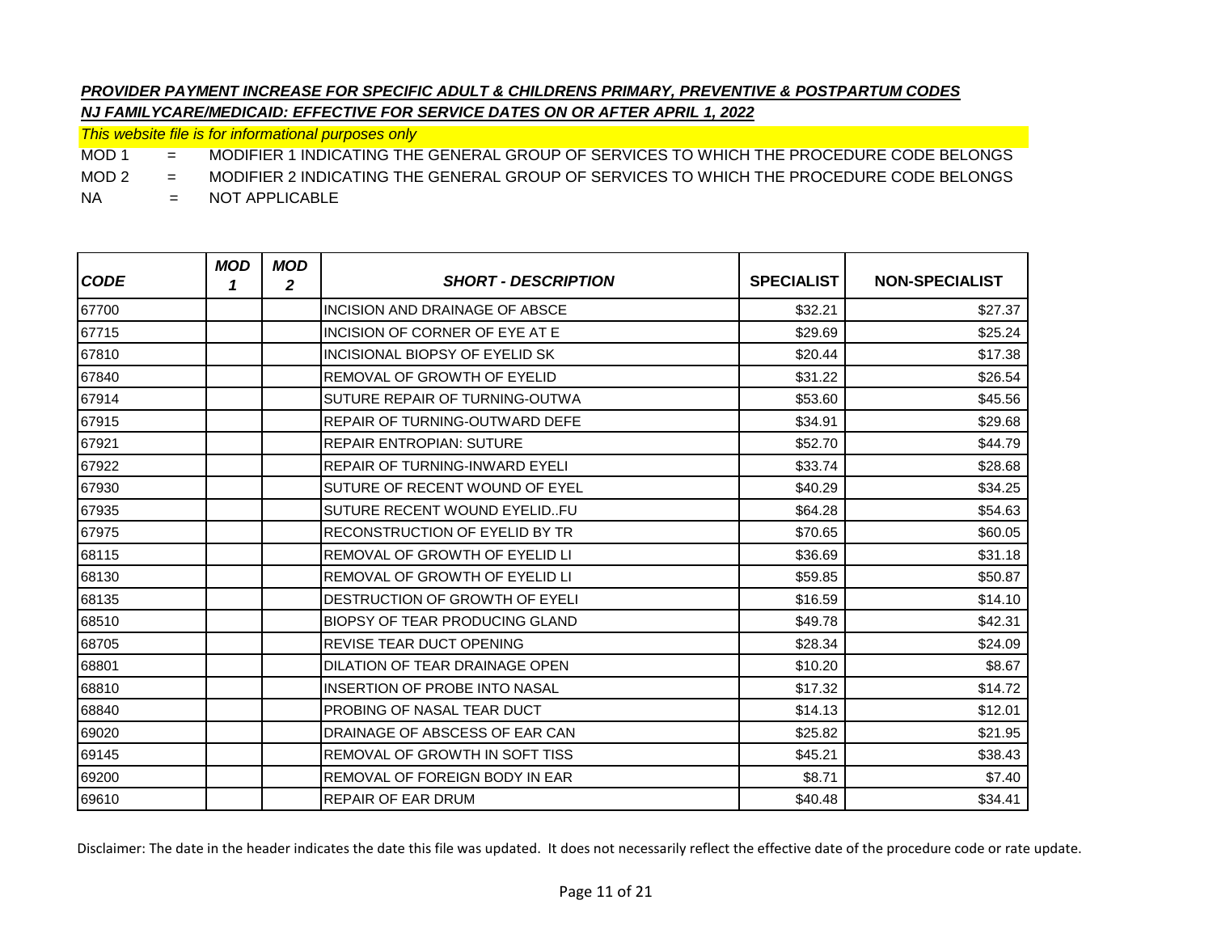***PROVIDER PAYMENT INCREASE FOR SPECIFIC ADULT & CHILDRENS PRIMARY, PREVENTIVE & POSTPARTUM CODES***

***NJ FAMILYCARE/MEDICAID: EFFECTIVE FOR SERVICE DATES ON OR AFTER APRIL 1, 2022***

*This website file is for informational purposes only*

MOD 1 = MODIFIER 1 INDICATING THE GENERAL GROUP OF SERVICES TO WHICH THE PROCEDURE CODE BELONGS

MOD 2 = MODIFIER 2 INDICATING THE GENERAL GROUP OF SERVICES TO WHICH THE PROCEDURE CODE BELONGS

NA = NOT APPLICABLE

| *CODE* | *MOD 1* | *MOD 2* | *SHORT - DESCRIPTION* | SPECIALIST | NON-SPECIALIST |
|---|---|---|---|---|---|
| 67700 | | | INCISION AND DRAINAGE OF ABSCE | $32.21 | $27.37 |
| 67715 | | | INCISION OF CORNER OF EYE AT E | $29.69 | $25.24 |
| 67810 | | | INCISIONAL BIOPSY OF EYELID SK | $20.44 | $17.38 |
| 67840 | | | REMOVAL OF GROWTH OF EYELID | $31.22 | $26.54 |
| 67914 | | | SUTURE REPAIR OF TURNING-OUTWA | $53.60 | $45.56 |
| 67915 | | | REPAIR OF TURNING-OUTWARD DEFE | $34.91 | $29.68 |
| 67921 | | | REPAIR ENTROPIAN: SUTURE | $52.70 | $44.79 |
| 67922 | | | REPAIR OF TURNING-INWARD EYELI | $33.74 | $28.68 |
| 67930 | | | SUTURE OF RECENT WOUND OF EYEL | $40.29 | $34.25 |
| 67935 | | | SUTURE RECENT WOUND EYELID..FU | $64.28 | $54.63 |
| 67975 | | | RECONSTRUCTION OF EYELID BY TR | $70.65 | $60.05 |
| 68115 | | | REMOVAL OF GROWTH OF EYELID LI | $36.69 | $31.18 |
| 68130 | | | REMOVAL OF GROWTH OF EYELID LI | $59.85 | $50.87 |
| 68135 | | | DESTRUCTION OF GROWTH OF EYELI | $16.59 | $14.10 |
| 68510 | | | BIOPSY OF TEAR PRODUCING GLAND | $49.78 | $42.31 |
| 68705 | | | REVISE TEAR DUCT OPENING | $28.34 | $24.09 |
| 68801 | | | DILATION OF TEAR DRAINAGE OPEN | $10.20 | $8.67 |
| 68810 | | | INSERTION OF PROBE INTO NASAL | $17.32 | $14.72 |
| 68840 | | | PROBING OF NASAL TEAR DUCT | $14.13 | $12.01 |
| 69020 | | | DRAINAGE OF ABSCESS OF EAR CAN | $25.82 | $21.95 |
| 69145 | | | REMOVAL OF GROWTH IN SOFT TISS | $45.21 | $38.43 |
| 69200 | | | REMOVAL OF FOREIGN BODY IN EAR | $8.71 | $7.40 |
| 69610 | | | REPAIR OF EAR DRUM | $40.48 | $34.41 |

Disclaimer: The date in the header indicates the date this file was updated. It does not necessarily reflect the effective date of the procedure code or rate update.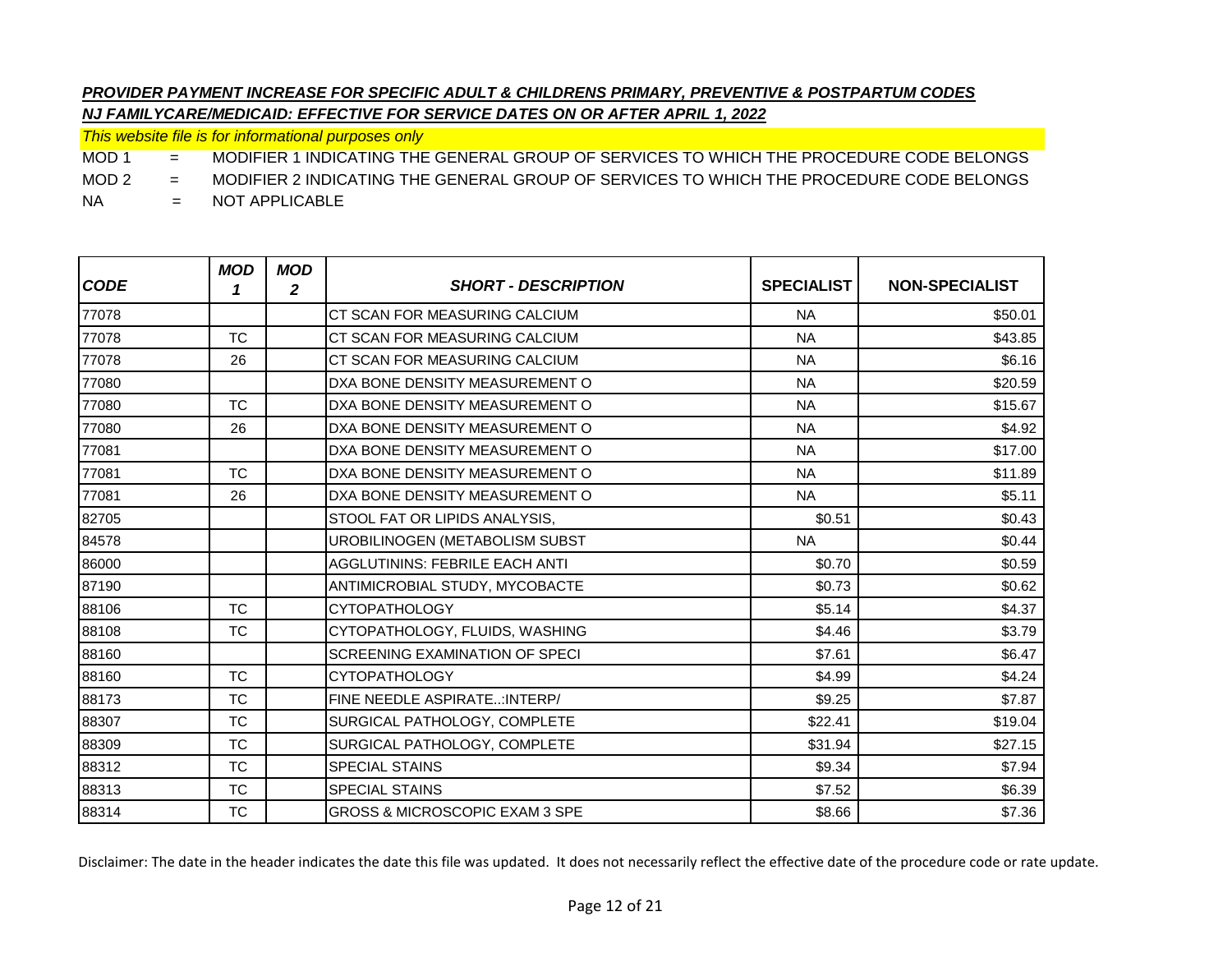***PROVIDER PAYMENT INCREASE FOR SPECIFIC ADULT & CHILDRENS PRIMARY, PREVENTIVE & POSTPARTUM CODES***

***NJ FAMILYCARE/MEDICAID: EFFECTIVE FOR SERVICE DATES ON OR AFTER APRIL 1, 2022***

*This website file is for informational purposes only*

MOD 1 = MODIFIER 1 INDICATING THE GENERAL GROUP OF SERVICES TO WHICH THE PROCEDURE CODE BELONGS

MOD 2 = MODIFIER 2 INDICATING THE GENERAL GROUP OF SERVICES TO WHICH THE PROCEDURE CODE BELONGS

NA = NOT APPLICABLE

| *CODE* | *MOD 1* | *MOD 2* | *SHORT - DESCRIPTION* | SPECIALIST | NON-SPECIALIST |
|---|---|---|---|---|---|
| 77078 | | | CT SCAN FOR MEASURING CALCIUM | NA | $50.01 |
| 77078 | TC | | CT SCAN FOR MEASURING CALCIUM | NA | $43.85 |
| 77078 | 26 | | CT SCAN FOR MEASURING CALCIUM | NA | $6.16 |
| 77080 | | | DXA BONE DENSITY MEASUREMENT O | NA | $20.59 |
| 77080 | TC | | DXA BONE DENSITY MEASUREMENT O | NA | $15.67 |
| 77080 | 26 | | DXA BONE DENSITY MEASUREMENT O | NA | $4.92 |
| 77081 | | | DXA BONE DENSITY MEASUREMENT O | NA | $17.00 |
| 77081 | TC | | DXA BONE DENSITY MEASUREMENT O | NA | $11.89 |
| 77081 | 26 | | DXA BONE DENSITY MEASUREMENT O | NA | $5.11 |
| 82705 | | | STOOL FAT OR LIPIDS ANALYSIS, | $0.51 | $0.43 |
| 84578 | | | UROBILINOGEN (METABOLISM SUBST | NA | $0.44 |
| 86000 | | | AGGLUTININS: FEBRILE EACH ANTI | $0.70 | $0.59 |
| 87190 | | | ANTIMICROBIAL STUDY, MYCOBACTE | $0.73 | $0.62 |
| 88106 | TC | | CYTOPATHOLOGY | $5.14 | $4.37 |
| 88108 | TC | | CYTOPATHOLOGY, FLUIDS, WASHING | $4.46 | $3.79 |
| 88160 | | | SCREENING EXAMINATION OF SPECI | $7.61 | $6.47 |
| 88160 | TC | | CYTOPATHOLOGY | $4.99 | $4.24 |
| 88173 | TC | | FINE NEEDLE ASPIRATE..:INTERP/ | $9.25 | $7.87 |
| 88307 | TC | | SURGICAL PATHOLOGY, COMPLETE | $22.41 | $19.04 |
| 88309 | TC | | SURGICAL PATHOLOGY, COMPLETE | $31.94 | $27.15 |
| 88312 | TC | | SPECIAL STAINS | $9.34 | $7.94 |
| 88313 | TC | | SPECIAL STAINS | $7.52 | $6.39 |
| 88314 | TC | | GROSS & MICROSCOPIC EXAM 3 SPE | $8.66 | $7.36 |

Disclaimer: The date in the header indicates the date this file was updated. It does not necessarily reflect the effective date of the procedure code or rate update.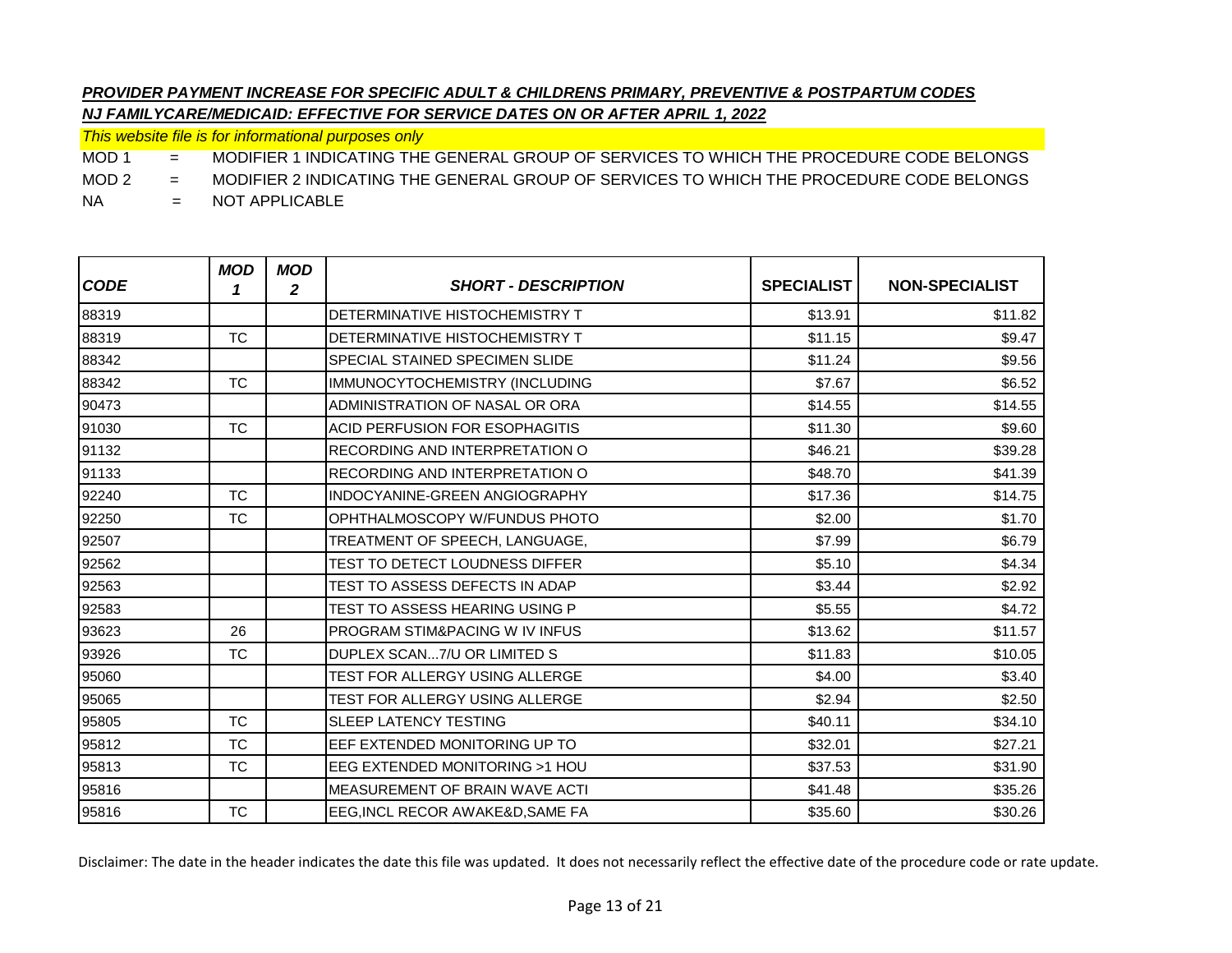***PROVIDER PAYMENT INCREASE FOR SPECIFIC ADULT & CHILDRENS PRIMARY, PREVENTIVE & POSTPARTUM CODES***

***NJ FAMILYCARE/MEDICAID: EFFECTIVE FOR SERVICE DATES ON OR AFTER APRIL 1, 2022***

*This website file is for informational purposes only*

MOD 1 = MODIFIER 1 INDICATING THE GENERAL GROUP OF SERVICES TO WHICH THE PROCEDURE CODE BELONGS

MOD 2 = MODIFIER 2 INDICATING THE GENERAL GROUP OF SERVICES TO WHICH THE PROCEDURE CODE BELONGS

NA = NOT APPLICABLE

| CODE | MOD 1 | MOD 2 | SHORT - DESCRIPTION | SPECIALIST | NON-SPECIALIST |
|---|---|---|---|---|---|
| 88319 | | | DETERMINATIVE HISTOCHEMISTRY T | $13.91 | $11.82 |
| 88319 | TC | | DETERMINATIVE HISTOCHEMISTRY T | $11.15 | $9.47 |
| 88342 | | | SPECIAL STAINED SPECIMEN SLIDE | $11.24 | $9.56 |
| 88342 | TC | | IMMUNOCYTOCHEMISTRY (INCLUDING | $7.67 | $6.52 |
| 90473 | | | ADMINISTRATION OF NASAL OR ORA | $14.55 | $14.55 |
| 91030 | TC | | ACID PERFUSION FOR ESOPHAGITIS | $11.30 | $9.60 |
| 91132 | | | RECORDING AND INTERPRETATION O | $46.21 | $39.28 |
| 91133 | | | RECORDING AND INTERPRETATION O | $48.70 | $41.39 |
| 92240 | TC | | INDOCYANINE-GREEN ANGIOGRAPHY | $17.36 | $14.75 |
| 92250 | TC | | OPHTHALMOSCOPY W/FUNDUS PHOTO | $2.00 | $1.70 |
| 92507 | | | TREATMENT OF SPEECH, LANGUAGE, | $7.99 | $6.79 |
| 92562 | | | TEST TO DETECT LOUDNESS DIFFER | $5.10 | $4.34 |
| 92563 | | | TEST TO ASSESS DEFECTS IN ADAP | $3.44 | $2.92 |
| 92583 | | | TEST TO ASSESS HEARING USING P | $5.55 | $4.72 |
| 93623 | 26 | | PROGRAM STIM&PACING W IV INFUS | $13.62 | $11.57 |
| 93926 | TC | | DUPLEX SCAN...7/U OR LIMITED S | $11.83 | $10.05 |
| 95060 | | | TEST FOR ALLERGY USING ALLERGE | $4.00 | $3.40 |
| 95065 | | | TEST FOR ALLERGY USING ALLERGE | $2.94 | $2.50 |
| 95805 | TC | | SLEEP LATENCY TESTING | $40.11 | $34.10 |
| 95812 | TC | | EEF EXTENDED MONITORING UP TO | $32.01 | $27.21 |
| 95813 | TC | | EEG EXTENDED MONITORING >1 HOU | $37.53 | $31.90 |
| 95816 | | | MEASUREMENT OF BRAIN WAVE ACTI | $41.48 | $35.26 |
| 95816 | TC | | EEG,INCL RECOR AWAKE&D,SAME FA | $35.60 | $30.26 |

Disclaimer: The date in the header indicates the date this file was updated. It does not necessarily reflect the effective date of the procedure code or rate update.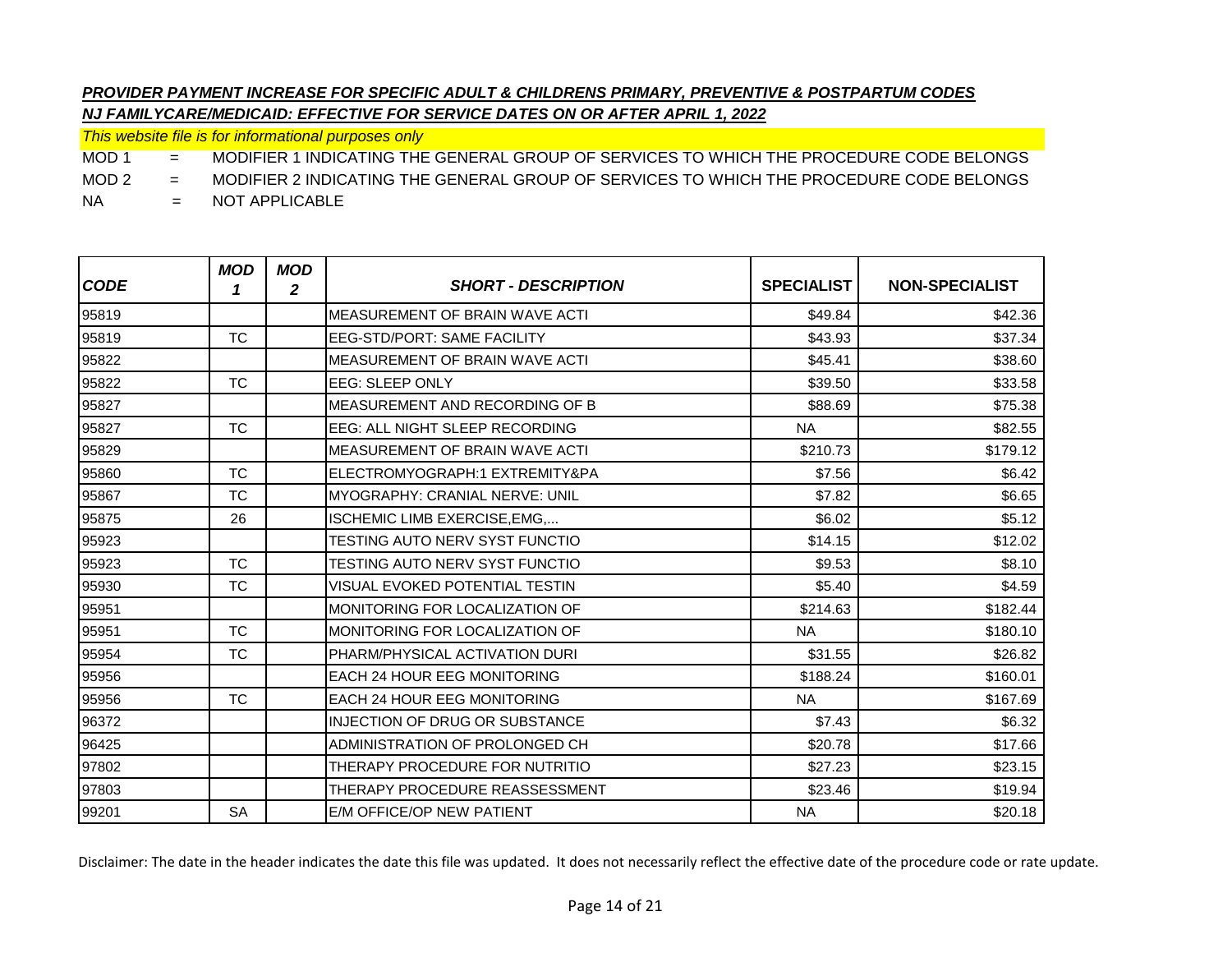***PROVIDER PAYMENT INCREASE FOR SPECIFIC ADULT & CHILDRENS PRIMARY, PREVENTIVE & POSTPARTUM CODES***

***NJ FAMILYCARE/MEDICAID: EFFECTIVE FOR SERVICE DATES ON OR AFTER APRIL 1, 2022***

*This website file is for informational purposes only*

MOD 1 = MODIFIER 1 INDICATING THE GENERAL GROUP OF SERVICES TO WHICH THE PROCEDURE CODE BELONGS

MOD 2 = MODIFIER 2 INDICATING THE GENERAL GROUP OF SERVICES TO WHICH THE PROCEDURE CODE BELONGS

NA = NOT APPLICABLE

| *CODE* | *MOD 1* | *MOD 2* | *SHORT - DESCRIPTION* | SPECIALIST | NON-SPECIALIST |
|---|---|---|---|---|---|
| 95819 | | | MEASUREMENT OF BRAIN WAVE ACTI | $49.84 | $42.36 |
| 95819 | TC | | EEG-STD/PORT: SAME FACILITY | $43.93 | $37.34 |
| 95822 | | | MEASUREMENT OF BRAIN WAVE ACTI | $45.41 | $38.60 |
| 95822 | TC | | EEG: SLEEP ONLY | $39.50 | $33.58 |
| 95827 | | | MEASUREMENT AND RECORDING OF B | $88.69 | $75.38 |
| 95827 | TC | | EEG: ALL NIGHT SLEEP RECORDING | NA | $82.55 |
| 95829 | | | MEASUREMENT OF BRAIN WAVE ACTI | $210.73 | $179.12 |
| 95860 | TC | | ELECTROMYOGRAPH:1 EXTREMITY&PA | $7.56 | $6.42 |
| 95867 | TC | | MYOGRAPHY: CRANIAL NERVE: UNIL | $7.82 | $6.65 |
| 95875 | 26 | | ISCHEMIC LIMB EXERCISE,EMG,... | $6.02 | $5.12 |
| 95923 | | | TESTING AUTO NERV SYST FUNCTIO | $14.15 | $12.02 |
| 95923 | TC | | TESTING AUTO NERV SYST FUNCTIO | $9.53 | $8.10 |
| 95930 | TC | | VISUAL EVOKED POTENTIAL TESTIN | $5.40 | $4.59 |
| 95951 | | | MONITORING FOR LOCALIZATION OF | $214.63 | $182.44 |
| 95951 | TC | | MONITORING FOR LOCALIZATION OF | NA | $180.10 |
| 95954 | TC | | PHARM/PHYSICAL ACTIVATION DURI | $31.55 | $26.82 |
| 95956 | | | EACH 24 HOUR EEG MONITORING | $188.24 | $160.01 |
| 95956 | TC | | EACH 24 HOUR EEG MONITORING | NA | $167.69 |
| 96372 | | | INJECTION OF DRUG OR SUBSTANCE | $7.43 | $6.32 |
| 96425 | | | ADMINISTRATION OF PROLONGED CH | $20.78 | $17.66 |
| 97802 | | | THERAPY PROCEDURE FOR NUTRITIO | $27.23 | $23.15 |
| 97803 | | | THERAPY PROCEDURE REASSESSMENT | $23.46 | $19.94 |
| 99201 | SA | | E/M OFFICE/OP NEW PATIENT | NA | $20.18 |

Disclaimer: The date in the header indicates the date this file was updated. It does not necessarily reflect the effective date of the procedure code or rate update.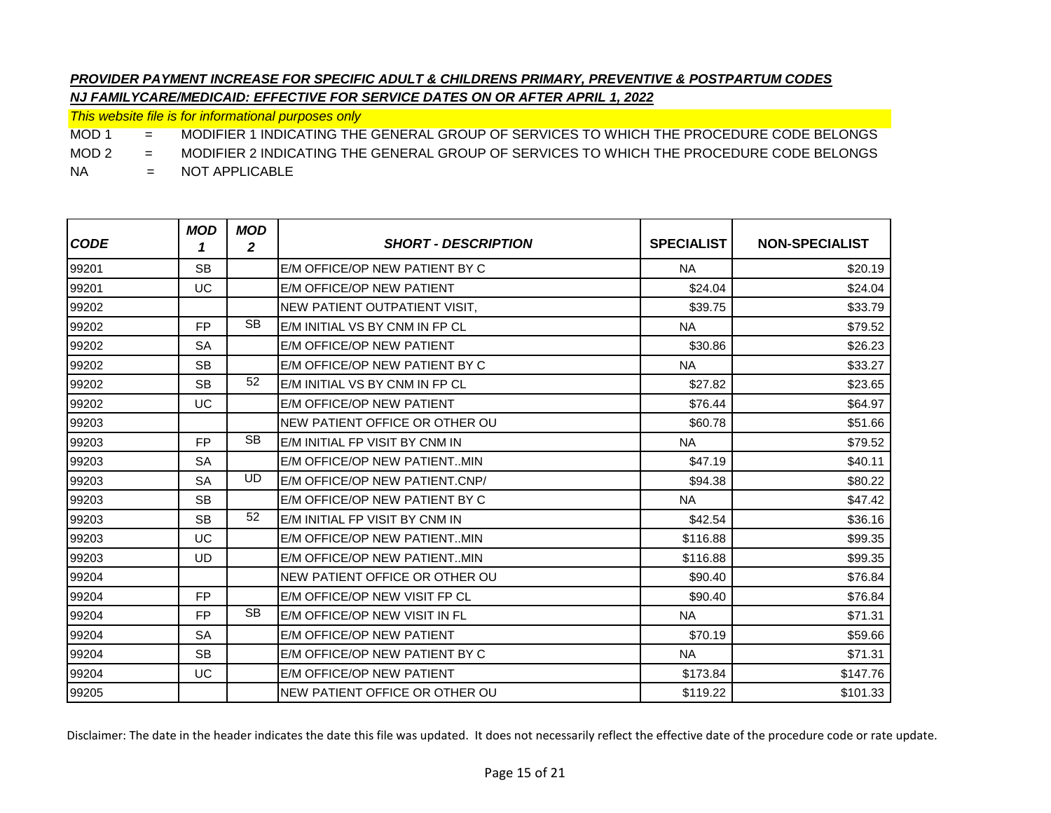***PROVIDER PAYMENT INCREASE FOR SPECIFIC ADULT & CHILDRENS PRIMARY, PREVENTIVE & POSTPARTUM CODES***

***NJ FAMILYCARE/MEDICAID: EFFECTIVE FOR SERVICE DATES ON OR AFTER APRIL 1, 2022***

*This website file is for informational purposes only*

MOD 1 = MODIFIER 1 INDICATING THE GENERAL GROUP OF SERVICES TO WHICH THE PROCEDURE CODE BELONGS

MOD 2 = MODIFIER 2 INDICATING THE GENERAL GROUP OF SERVICES TO WHICH THE PROCEDURE CODE BELONGS

NA = NOT APPLICABLE

| *CODE* | *MOD 1* | *MOD 2* | *SHORT - DESCRIPTION* | SPECIALIST | NON-SPECIALIST |
|---|---|---|---|---|---|
| 99201 | SB | | E/M OFFICE/OP NEW PATIENT BY C | NA | $20.19 |
| 99201 | UC | | E/M OFFICE/OP NEW PATIENT | $24.04 | $24.04 |
| 99202 | | | NEW PATIENT OUTPATIENT VISIT, | $39.75 | $33.79 |
| 99202 | FP | SB | E/M INITIAL VS BY CNM IN FP CL | NA | $79.52 |
| 99202 | SA | | E/M OFFICE/OP NEW PATIENT | $30.86 | $26.23 |
| 99202 | SB | | E/M OFFICE/OP NEW PATIENT BY C | NA | $33.27 |
| 99202 | SB | 52 | E/M INITIAL VS BY CNM IN FP CL | $27.82 | $23.65 |
| 99202 | UC | | E/M OFFICE/OP NEW PATIENT | $76.44 | $64.97 |
| 99203 | | | NEW PATIENT OFFICE OR OTHER OU | $60.78 | $51.66 |
| 99203 | FP | SB | E/M INITIAL FP VISIT BY CNM IN | NA | $79.52 |
| 99203 | SA | | E/M OFFICE/OP NEW PATIENT..MIN | $47.19 | $40.11 |
| 99203 | SA | UD | E/M OFFICE/OP NEW PATIENT.CNP/ | $94.38 | $80.22 |
| 99203 | SB | | E/M OFFICE/OP NEW PATIENT BY C | NA | $47.42 |
| 99203 | SB | 52 | E/M INITIAL FP VISIT BY CNM IN | $42.54 | $36.16 |
| 99203 | UC | | E/M OFFICE/OP NEW PATIENT..MIN | $116.88 | $99.35 |
| 99203 | UD | | E/M OFFICE/OP NEW PATIENT..MIN | $116.88 | $99.35 |
| 99204 | | | NEW PATIENT OFFICE OR OTHER OU | $90.40 | $76.84 |
| 99204 | FP | | E/M OFFICE/OP NEW VISIT FP CL | $90.40 | $76.84 |
| 99204 | FP | SB | E/M OFFICE/OP NEW VISIT IN FL | NA | $71.31 |
| 99204 | SA | | E/M OFFICE/OP NEW PATIENT | $70.19 | $59.66 |
| 99204 | SB | | E/M OFFICE/OP NEW PATIENT BY C | NA | $71.31 |
| 99204 | UC | | E/M OFFICE/OP NEW PATIENT | $173.84 | $147.76 |
| 99205 | | | NEW PATIENT OFFICE OR OTHER OU | $119.22 | $101.33 |

Disclaimer: The date in the header indicates the date this file was updated. It does not necessarily reflect the effective date of the procedure code or rate update.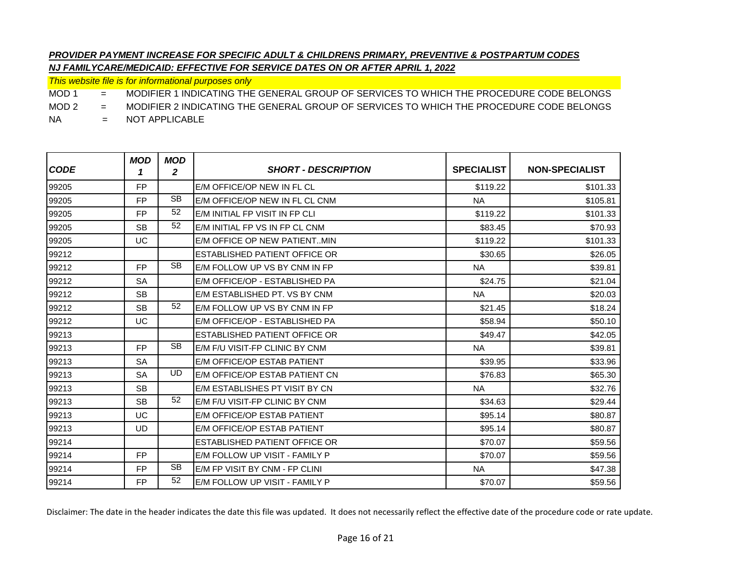***PROVIDER PAYMENT INCREASE FOR SPECIFIC ADULT & CHILDRENS PRIMARY, PREVENTIVE & POSTPARTUM CODES***

***NJ FAMILYCARE/MEDICAID: EFFECTIVE FOR SERVICE DATES ON OR AFTER APRIL 1, 2022***

*This website file is for informational purposes only*

MOD 1 = MODIFIER 1 INDICATING THE GENERAL GROUP OF SERVICES TO WHICH THE PROCEDURE CODE BELONGS

MOD 2 = MODIFIER 2 INDICATING THE GENERAL GROUP OF SERVICES TO WHICH THE PROCEDURE CODE BELONGS

NA = NOT APPLICABLE

| CODE | MOD 1 | MOD 2 | SHORT - DESCRIPTION | SPECIALIST | NON-SPECIALIST |
|---|---|---|---|---|---|
| 99205 | FP | | E/M OFFICE/OP NEW IN FL CL | $119.22 | $101.33 |
| 99205 | FP | SB | E/M OFFICE/OP NEW IN FL CL CNM | NA | $105.81 |
| 99205 | FP | 52 | E/M INITIAL FP VISIT IN FP CLI | $119.22 | $101.33 |
| 99205 | SB | 52 | E/M INITIAL FP VS IN FP CL CNM | $83.45 | $70.93 |
| 99205 | UC | | E/M OFFICE OP NEW PATIENT..MIN | $119.22 | $101.33 |
| 99212 | | | ESTABLISHED PATIENT OFFICE OR | $30.65 | $26.05 |
| 99212 | FP | SB | E/M FOLLOW UP VS BY CNM IN FP | NA | $39.81 |
| 99212 | SA | | E/M OFFICE/OP - ESTABLISHED PA | $24.75 | $21.04 |
| 99212 | SB | | E/M ESTABLISHED PT. VS BY CNM | NA | $20.03 |
| 99212 | SB | 52 | E/M FOLLOW UP VS BY CNM IN FP | $21.45 | $18.24 |
| 99212 | UC | | E/M OFFICE/OP - ESTABLISHED PA | $58.94 | $50.10 |
| 99213 | | | ESTABLISHED PATIENT OFFICE OR | $49.47 | $42.05 |
| 99213 | FP | SB | E/M F/U VISIT-FP CLINIC BY CNM | NA | $39.81 |
| 99213 | SA | | E/M OFFICE/OP ESTAB PATIENT | $39.95 | $33.96 |
| 99213 | SA | UD | E/M OFFICE/OP ESTAB PATIENT CN | $76.83 | $65.30 |
| 99213 | SB | | E/M ESTABLISHES PT VISIT BY CN | NA | $32.76 |
| 99213 | SB | 52 | E/M F/U VISIT-FP CLINIC BY CNM | $34.63 | $29.44 |
| 99213 | UC | | E/M OFFICE/OP ESTAB PATIENT | $95.14 | $80.87 |
| 99213 | UD | | E/M OFFICE/OP ESTAB PATIENT | $95.14 | $80.87 |
| 99214 | | | ESTABLISHED PATIENT OFFICE OR | $70.07 | $59.56 |
| 99214 | FP | | E/M FOLLOW UP VISIT - FAMILY P | $70.07 | $59.56 |
| 99214 | FP | SB | E/M FP VISIT BY CNM - FP CLINI | NA | $47.38 |
| 99214 | FP | 52 | E/M FOLLOW UP VISIT - FAMILY P | $70.07 | $59.56 |

Disclaimer: The date in the header indicates the date this file was updated. It does not necessarily reflect the effective date of the procedure code or rate update.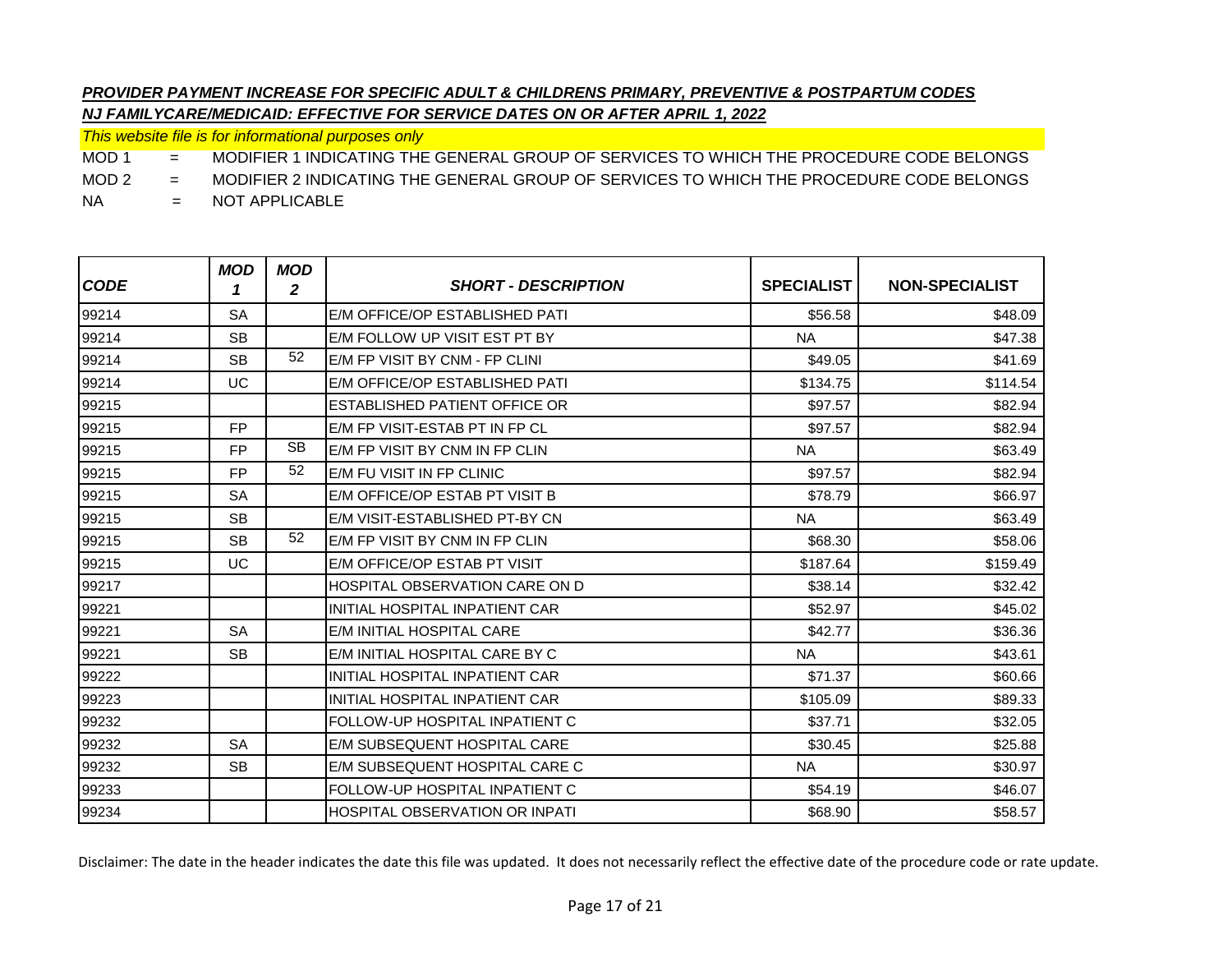***PROVIDER PAYMENT INCREASE FOR SPECIFIC ADULT & CHILDRENS PRIMARY, PREVENTIVE & POSTPARTUM CODES***

***NJ FAMILYCARE/MEDICAID: EFFECTIVE FOR SERVICE DATES ON OR AFTER APRIL 1, 2022***

*This website file is for informational purposes only*

MOD 1 = MODIFIER 1 INDICATING THE GENERAL GROUP OF SERVICES TO WHICH THE PROCEDURE CODE BELONGS

MOD 2 = MODIFIER 2 INDICATING THE GENERAL GROUP OF SERVICES TO WHICH THE PROCEDURE CODE BELONGS

NA = NOT APPLICABLE

| *CODE* | *MOD 1* | *MOD 2* | *SHORT - DESCRIPTION* | SPECIALIST | NON-SPECIALIST |
|---|---|---|---|---|---|
| 99214 | SA | | E/M OFFICE/OP ESTABLISHED PATI | $56.58 | $48.09 |
| 99214 | SB | | E/M FOLLOW UP VISIT EST PT BY | NA | $47.38 |
| 99214 | SB | 52 | E/M FP VISIT BY CNM - FP CLINI | $49.05 | $41.69 |
| 99214 | UC | | E/M OFFICE/OP ESTABLISHED PATI | $134.75 | $114.54 |
| 99215 | | | ESTABLISHED PATIENT OFFICE OR | $97.57 | $82.94 |
| 99215 | FP | | E/M FP VISIT-ESTAB PT IN FP CL | $97.57 | $82.94 |
| 99215 | FP | SB | E/M FP VISIT BY CNM IN FP CLIN | NA | $63.49 |
| 99215 | FP | 52 | E/M FU VISIT IN FP CLINIC | $97.57 | $82.94 |
| 99215 | SA | | E/M OFFICE/OP ESTAB PT VISIT B | $78.79 | $66.97 |
| 99215 | SB | | E/M VISIT-ESTABLISHED PT-BY CN | NA | $63.49 |
| 99215 | SB | 52 | E/M FP VISIT BY CNM IN FP CLIN | $68.30 | $58.06 |
| 99215 | UC | | E/M OFFICE/OP ESTAB PT VISIT | $187.64 | $159.49 |
| 99217 | | | HOSPITAL OBSERVATION CARE ON D | $38.14 | $32.42 |
| 99221 | | | INITIAL HOSPITAL INPATIENT CAR | $52.97 | $45.02 |
| 99221 | SA | | E/M INITIAL HOSPITAL CARE | $42.77 | $36.36 |
| 99221 | SB | | E/M INITIAL HOSPITAL CARE BY C | NA | $43.61 |
| 99222 | | | INITIAL HOSPITAL INPATIENT CAR | $71.37 | $60.66 |
| 99223 | | | INITIAL HOSPITAL INPATIENT CAR | $105.09 | $89.33 |
| 99232 | | | FOLLOW-UP HOSPITAL INPATIENT C | $37.71 | $32.05 |
| 99232 | SA | | E/M SUBSEQUENT HOSPITAL CARE | $30.45 | $25.88 |
| 99232 | SB | | E/M SUBSEQUENT HOSPITAL CARE C | NA | $30.97 |
| 99233 | | | FOLLOW-UP HOSPITAL INPATIENT C | $54.19 | $46.07 |
| 99234 | | | HOSPITAL OBSERVATION OR INPATI | $68.90 | $58.57 |

Disclaimer: The date in the header indicates the date this file was updated. It does not necessarily reflect the effective date of the procedure code or rate update.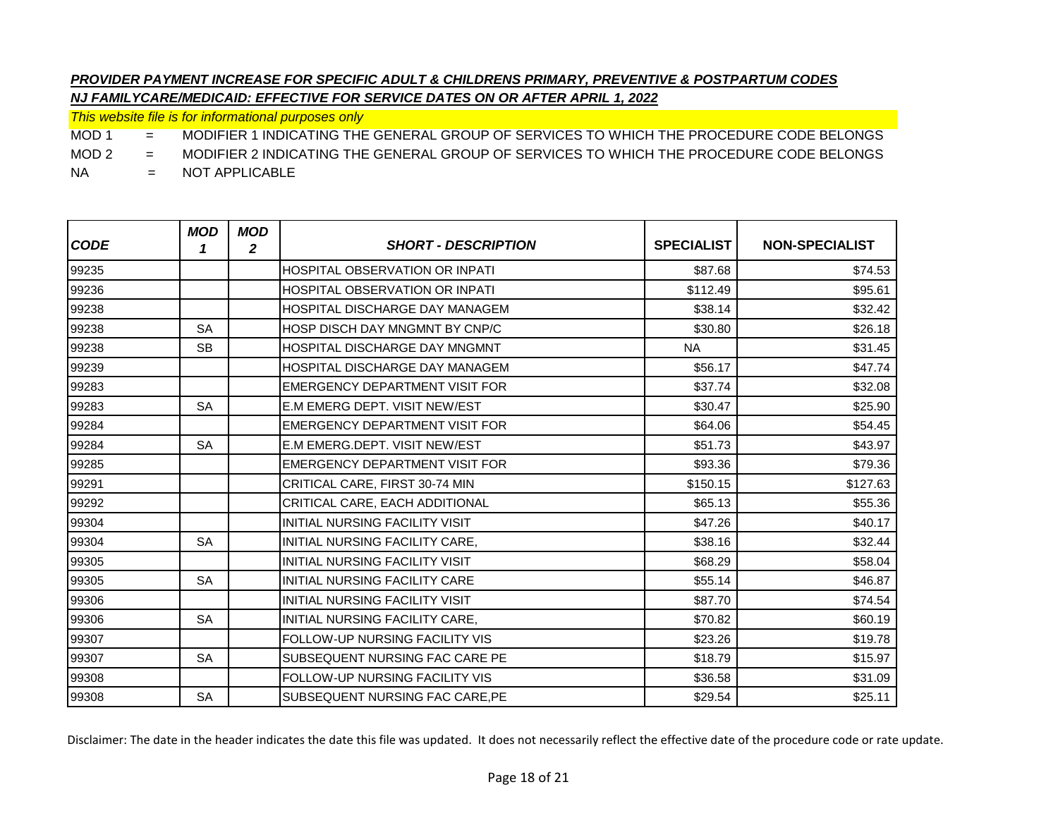***PROVIDER PAYMENT INCREASE FOR SPECIFIC ADULT & CHILDRENS PRIMARY, PREVENTIVE & POSTPARTUM CODES***

***NJ FAMILYCARE/MEDICAID: EFFECTIVE FOR SERVICE DATES ON OR AFTER APRIL 1, 2022***

*This website file is for informational purposes only*

MOD 1 = MODIFIER 1 INDICATING THE GENERAL GROUP OF SERVICES TO WHICH THE PROCEDURE CODE BELONGS

MOD 2 = MODIFIER 2 INDICATING THE GENERAL GROUP OF SERVICES TO WHICH THE PROCEDURE CODE BELONGS

NA = NOT APPLICABLE

| *CODE* | *MOD 1* | *MOD 2* | *SHORT - DESCRIPTION* | SPECIALIST | NON-SPECIALIST |
|---|---|---|---|---|---|
| 99235 | | | HOSPITAL OBSERVATION OR INPATI | $87.68 | $74.53 |
| 99236 | | | HOSPITAL OBSERVATION OR INPATI | $112.49 | $95.61 |
| 99238 | | | HOSPITAL DISCHARGE DAY MANAGEM | $38.14 | $32.42 |
| 99238 | SA | | HOSP DISCH DAY MNGMNT BY CNP/C | $30.80 | $26.18 |
| 99238 | SB | | HOSPITAL DISCHARGE DAY MNGMNT | NA | $31.45 |
| 99239 | | | HOSPITAL DISCHARGE DAY MANAGEM | $56.17 | $47.74 |
| 99283 | | | EMERGENCY DEPARTMENT VISIT FOR | $37.74 | $32.08 |
| 99283 | SA | | E.M EMERG DEPT. VISIT NEW/EST | $30.47 | $25.90 |
| 99284 | | | EMERGENCY DEPARTMENT VISIT FOR | $64.06 | $54.45 |
| 99284 | SA | | E.M EMERG.DEPT. VISIT NEW/EST | $51.73 | $43.97 |
| 99285 | | | EMERGENCY DEPARTMENT VISIT FOR | $93.36 | $79.36 |
| 99291 | | | CRITICAL CARE, FIRST 30-74 MIN | $150.15 | $127.63 |
| 99292 | | | CRITICAL CARE, EACH ADDITIONAL | $65.13 | $55.36 |
| 99304 | | | INITIAL NURSING FACILITY VISIT | $47.26 | $40.17 |
| 99304 | SA | | INITIAL NURSING FACILITY CARE, | $38.16 | $32.44 |
| 99305 | | | INITIAL NURSING FACILITY VISIT | $68.29 | $58.04 |
| 99305 | SA | | INITIAL NURSING FACILITY CARE | $55.14 | $46.87 |
| 99306 | | | INITIAL NURSING FACILITY VISIT | $87.70 | $74.54 |
| 99306 | SA | | INITIAL NURSING FACILITY CARE, | $70.82 | $60.19 |
| 99307 | | | FOLLOW-UP NURSING FACILITY VIS | $23.26 | $19.78 |
| 99307 | SA | | SUBSEQUENT NURSING FAC CARE PE | $18.79 | $15.97 |
| 99308 | | | FOLLOW-UP NURSING FACILITY VIS | $36.58 | $31.09 |
| 99308 | SA | | SUBSEQUENT NURSING FAC CARE,PE | $29.54 | $25.11 |

Disclaimer: The date in the header indicates the date this file was updated. It does not necessarily reflect the effective date of the procedure code or rate update.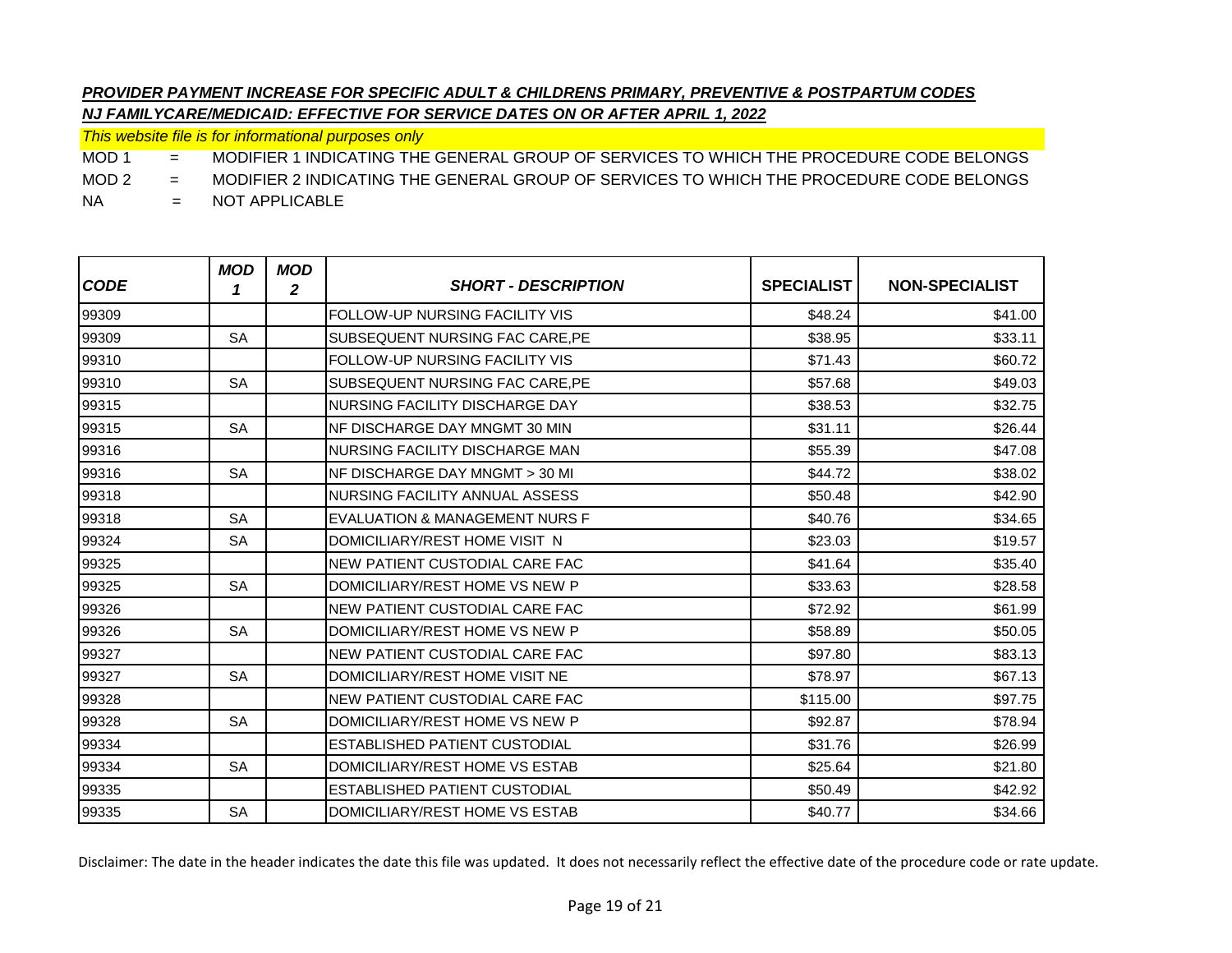***PROVIDER PAYMENT INCREASE FOR SPECIFIC ADULT & CHILDRENS PRIMARY, PREVENTIVE & POSTPARTUM CODES***

***NJ FAMILYCARE/MEDICAID: EFFECTIVE FOR SERVICE DATES ON OR AFTER APRIL 1, 2022***

*This website file is for informational purposes only*

MOD 1 = MODIFIER 1 INDICATING THE GENERAL GROUP OF SERVICES TO WHICH THE PROCEDURE CODE BELONGS

MOD 2 = MODIFIER 2 INDICATING THE GENERAL GROUP OF SERVICES TO WHICH THE PROCEDURE CODE BELONGS

NA = NOT APPLICABLE

| CODE | MOD 1 | MOD 2 | SHORT - DESCRIPTION | SPECIALIST | NON-SPECIALIST |
|---|---|---|---|---|---|
| 99309 | | | FOLLOW-UP NURSING FACILITY VIS | $48.24 | $41.00 |
| 99309 | SA | | SUBSEQUENT NURSING FAC CARE,PE | $38.95 | $33.11 |
| 99310 | | | FOLLOW-UP NURSING FACILITY VIS | $71.43 | $60.72 |
| 99310 | SA | | SUBSEQUENT NURSING FAC CARE,PE | $57.68 | $49.03 |
| 99315 | | | NURSING FACILITY DISCHARGE DAY | $38.53 | $32.75 |
| 99315 | SA | | NF DISCHARGE DAY MNGMT 30 MIN | $31.11 | $26.44 |
| 99316 | | | NURSING FACILITY DISCHARGE MAN | $55.39 | $47.08 |
| 99316 | SA | | NF DISCHARGE DAY MNGMT > 30 MI | $44.72 | $38.02 |
| 99318 | | | NURSING FACILITY ANNUAL ASSESS | $50.48 | $42.90 |
| 99318 | SA | | EVALUATION & MANAGEMENT NURS F | $40.76 | $34.65 |
| 99324 | SA | | DOMICILIARY/REST HOME VISIT N | $23.03 | $19.57 |
| 99325 | | | NEW PATIENT CUSTODIAL CARE FAC | $41.64 | $35.40 |
| 99325 | SA | | DOMICILIARY/REST HOME VS NEW P | $33.63 | $28.58 |
| 99326 | | | NEW PATIENT CUSTODIAL CARE FAC | $72.92 | $61.99 |
| 99326 | SA | | DOMICILIARY/REST HOME VS NEW P | $58.89 | $50.05 |
| 99327 | | | NEW PATIENT CUSTODIAL CARE FAC | $97.80 | $83.13 |
| 99327 | SA | | DOMICILIARY/REST HOME VISIT NE | $78.97 | $67.13 |
| 99328 | | | NEW PATIENT CUSTODIAL CARE FAC | $115.00 | $97.75 |
| 99328 | SA | | DOMICILIARY/REST HOME VS NEW P | $92.87 | $78.94 |
| 99334 | | | ESTABLISHED PATIENT CUSTODIAL | $31.76 | $26.99 |
| 99334 | SA | | DOMICILIARY/REST HOME VS ESTAB | $25.64 | $21.80 |
| 99335 | | | ESTABLISHED PATIENT CUSTODIAL | $50.49 | $42.92 |
| 99335 | SA | | DOMICILIARY/REST HOME VS ESTAB | $40.77 | $34.66 |

Disclaimer: The date in the header indicates the date this file was updated. It does not necessarily reflect the effective date of the procedure code or rate update.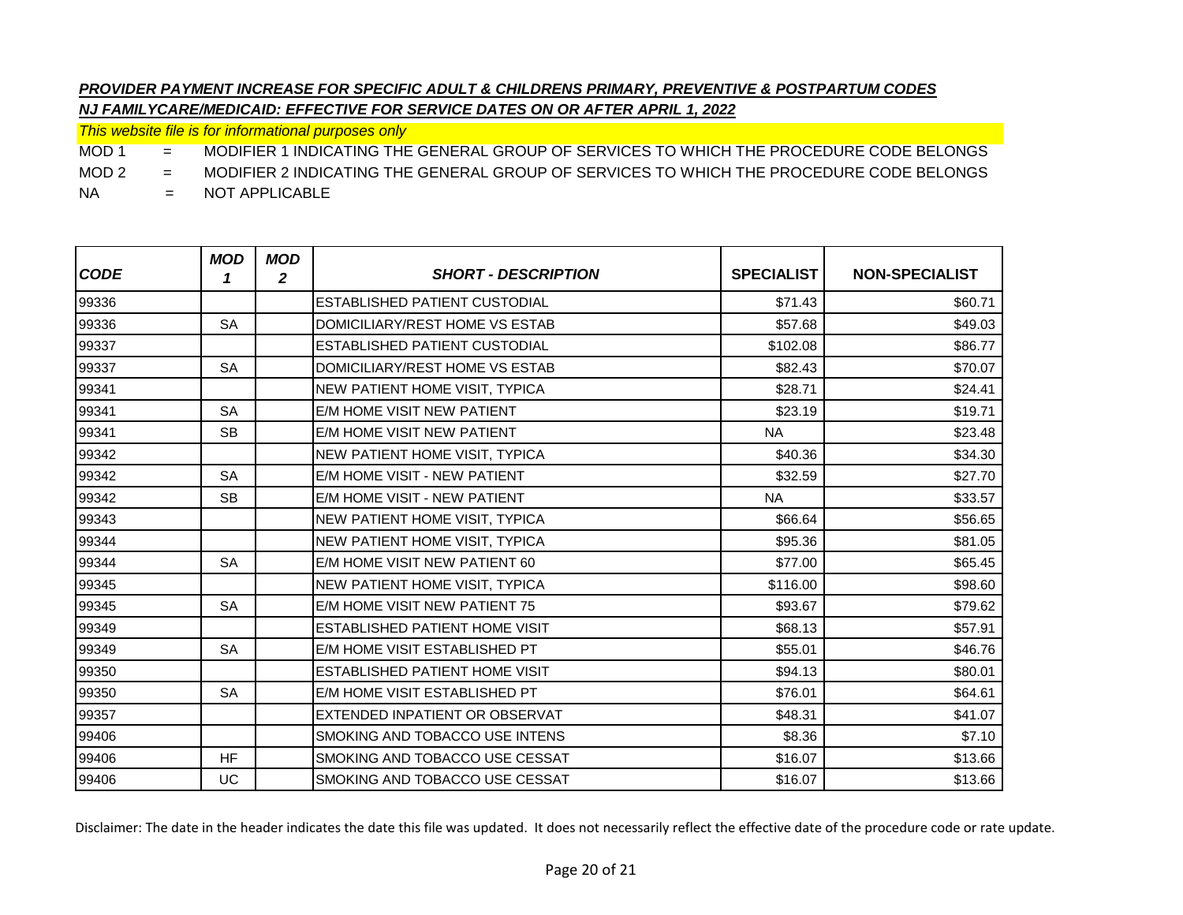***PROVIDER PAYMENT INCREASE FOR SPECIFIC ADULT & CHILDRENS PRIMARY, PREVENTIVE & POSTPARTUM CODES***

***NJ FAMILYCARE/MEDICAID: EFFECTIVE FOR SERVICE DATES ON OR AFTER APRIL 1, 2022***

*This website file is for informational purposes only*

MOD 1 = MODIFIER 1 INDICATING THE GENERAL GROUP OF SERVICES TO WHICH THE PROCEDURE CODE BELONGS

MOD 2 = MODIFIER 2 INDICATING THE GENERAL GROUP OF SERVICES TO WHICH THE PROCEDURE CODE BELONGS

NA = NOT APPLICABLE

| CODE | MOD 1 | MOD 2 | SHORT - DESCRIPTION | SPECIALIST | NON-SPECIALIST |
|---|---|---|---|---|---|
| 99336 | | | ESTABLISHED PATIENT CUSTODIAL | $71.43 | $60.71 |
| 99336 | SA | | DOMICILIARY/REST HOME VS ESTAB | $57.68 | $49.03 |
| 99337 | | | ESTABLISHED PATIENT CUSTODIAL | $102.08 | $86.77 |
| 99337 | SA | | DOMICILIARY/REST HOME VS ESTAB | $82.43 | $70.07 |
| 99341 | | | NEW PATIENT HOME VISIT, TYPICA | $28.71 | $24.41 |
| 99341 | SA | | E/M HOME VISIT NEW PATIENT | $23.19 | $19.71 |
| 99341 | SB | | E/M HOME VISIT NEW PATIENT | NA | $23.48 |
| 99342 | | | NEW PATIENT HOME VISIT, TYPICA | $40.36 | $34.30 |
| 99342 | SA | | E/M HOME VISIT - NEW PATIENT | $32.59 | $27.70 |
| 99342 | SB | | E/M HOME VISIT - NEW PATIENT | NA | $33.57 |
| 99343 | | | NEW PATIENT HOME VISIT, TYPICA | $66.64 | $56.65 |
| 99344 | | | NEW PATIENT HOME VISIT, TYPICA | $95.36 | $81.05 |
| 99344 | SA | | E/M HOME VISIT NEW PATIENT 60 | $77.00 | $65.45 |
| 99345 | | | NEW PATIENT HOME VISIT, TYPICA | $116.00 | $98.60 |
| 99345 | SA | | E/M HOME VISIT NEW PATIENT 75 | $93.67 | $79.62 |
| 99349 | | | ESTABLISHED PATIENT HOME VISIT | $68.13 | $57.91 |
| 99349 | SA | | E/M HOME VISIT ESTABLISHED PT | $55.01 | $46.76 |
| 99350 | | | ESTABLISHED PATIENT HOME VISIT | $94.13 | $80.01 |
| 99350 | SA | | E/M HOME VISIT ESTABLISHED PT | $76.01 | $64.61 |
| 99357 | | | EXTENDED INPATIENT OR OBSERVAT | $48.31 | $41.07 |
| 99406 | | | SMOKING AND TOBACCO USE INTENS | $8.36 | $7.10 |
| 99406 | HF | | SMOKING AND TOBACCO USE CESSAT | $16.07 | $13.66 |
| 99406 | UC | | SMOKING AND TOBACCO USE CESSAT | $16.07 | $13.66 |

Disclaimer: The date in the header indicates the date this file was updated. It does not necessarily reflect the effective date of the procedure code or rate update.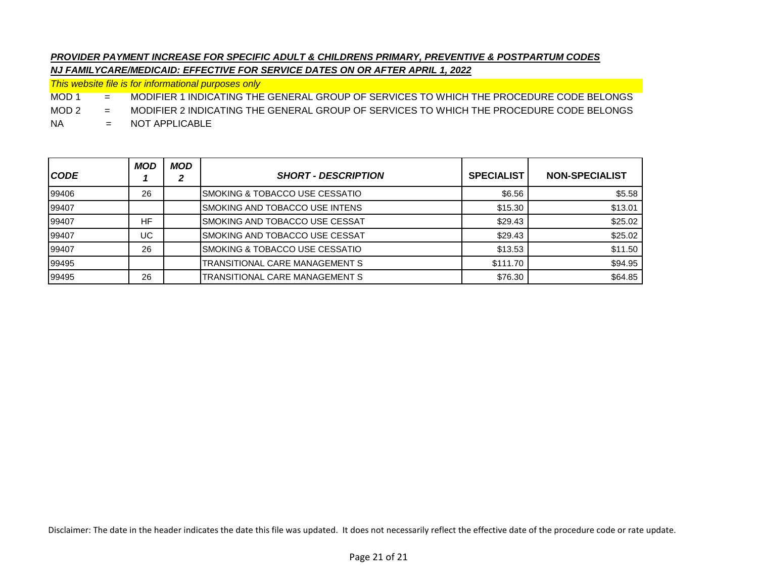***PROVIDER PAYMENT INCREASE FOR SPECIFIC ADULT & CHILDRENS PRIMARY, PREVENTIVE & POSTPARTUM CODES***

***NJ FAMILYCARE/MEDICAID: EFFECTIVE FOR SERVICE DATES ON OR AFTER APRIL 1, 2022***

*This website file is for informational purposes only*

MOD 1 = MODIFIER 1 INDICATING THE GENERAL GROUP OF SERVICES TO WHICH THE PROCEDURE CODE BELONGS

MOD 2 = MODIFIER 2 INDICATING THE GENERAL GROUP OF SERVICES TO WHICH THE PROCEDURE CODE BELONGS

NA = NOT APPLICABLE

| CODE | MOD 1 | MOD 2 | SHORT - DESCRIPTION | SPECIALIST | NON-SPECIALIST |
|---|---|---|---|---|---|
| 99406 | 26 | | SMOKING & TOBACCO USE CESSATIO | $6.56 | $5.58 |
| 99407 | | | SMOKING AND TOBACCO USE INTENS | $15.30 | $13.01 |
| 99407 | HF | | SMOKING AND TOBACCO USE CESSAT | $29.43 | $25.02 |
| 99407 | UC | | SMOKING AND TOBACCO USE CESSAT | $29.43 | $25.02 |
| 99407 | 26 | | SMOKING & TOBACCO USE CESSATIO | $13.53 | $11.50 |
| 99495 | | | TRANSITIONAL CARE MANAGEMENT S | $111.70 | $94.95 |
| 99495 | 26 | | TRANSITIONAL CARE MANAGEMENT S | $76.30 | $64.85 |

Disclaimer: The date in the header indicates the date this file was updated. It does not necessarily reflect the effective date of the procedure code or rate update.